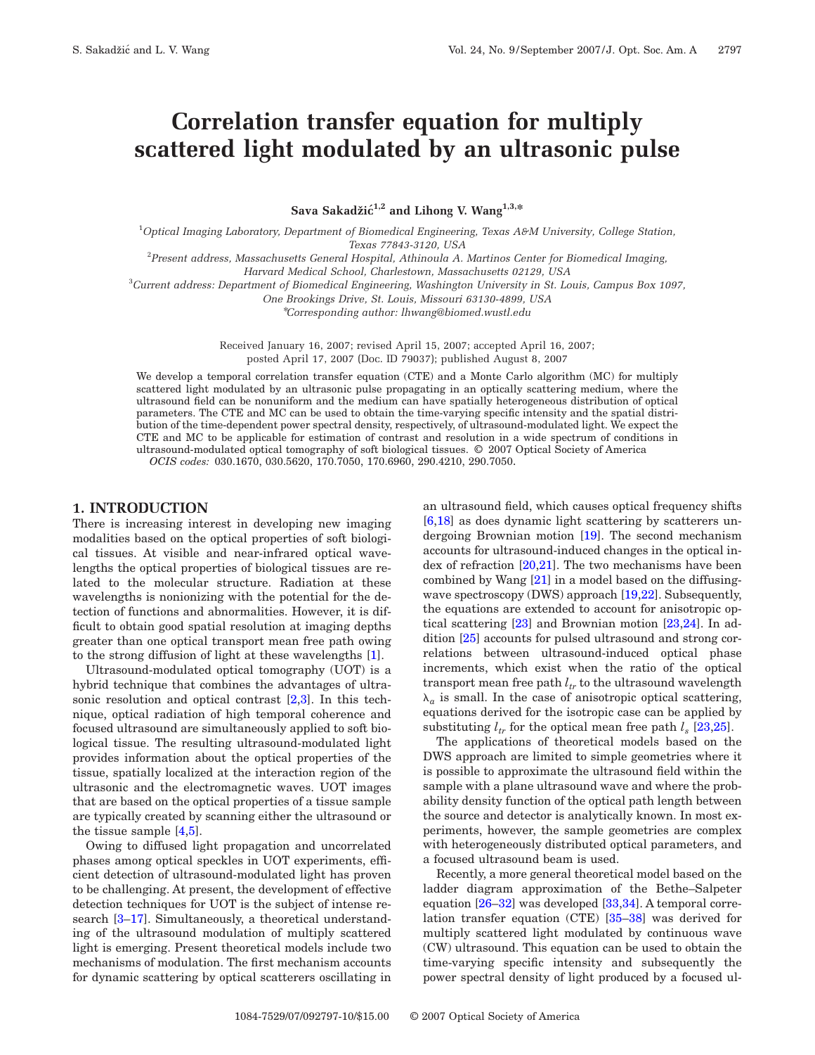# Correlation transfer equation for multiply scattered light modulated by an ultrasonic pulse

**Sava Sakadžić[1,2] and Lihong V. Wang[1,3,*]**

[1]*Optical Imaging Laboratory, Department of Biomedical Engineering, Texas A&M University, College Station, Texas 77843-3120, USA*

[2]*Present address, Massachusetts General Hospital, Athinoula A. Martinos Center for Biomedical Imaging, Harvard Medical School, Charlestown, Massachusetts 02129, USA*

[3]*Current address: Department of Biomedical Engineering, Washington University in St. Louis, Campus Box 1097, One Brookings Drive, St. Louis, Missouri 63130-4899, USA*

[*]*Corresponding author: lhwang@biomed.wustl.edu*

Received January 16, 2007; revised April 15, 2007; accepted April 16, 2007; posted April 17, 2007 (Doc. ID 79037); published August 8, 2007

We develop a temporal correlation transfer equation (CTE) and a Monte Carlo algorithm (MC) for multiply scattered light modulated by an ultrasonic pulse propagating in an optically scattering medium, where the ultrasound field can be nonuniform and the medium can have spatially heterogeneous distribution of optical parameters. The CTE and MC can be used to obtain the time-varying specific intensity and the spatial distribution of the time-dependent power spectral density, respectively, of ultrasound-modulated light. We expect the CTE and MC to be applicable for estimation of contrast and resolution in a wide spectrum of conditions in ultrasound-modulated optical tomography of soft biological tissues. © 2007 Optical Society of America

*OCIS codes:* 030.1670, 030.5620, 170.7050, 170.6960, 290.4210, 290.7050.

## 1. INTRODUCTION

There is increasing interest in developing new imaging modalities based on the optical properties of soft biological tissues. At visible and near-infrared optical wavelengths the optical properties of biological tissues are related to the molecular structure. Radiation at these wavelengths is nonionizing with the potential for the detection of functions and abnormalities. However, it is difficult to obtain good spatial resolution at imaging depths greater than one optical transport mean free path owing to the strong diffusion of light at these wavelengths [1].

Ultrasound-modulated optical tomography (UOT) is a hybrid technique that combines the advantages of ultrasonic resolution and optical contrast [2,3]. In this technique, optical radiation of high temporal coherence and focused ultrasound are simultaneously applied to soft biological tissue. The resulting ultrasound-modulated light provides information about the optical properties of the tissue, spatially localized at the interaction region of the ultrasonic and the electromagnetic waves. UOT images that are based on the optical properties of a tissue sample are typically created by scanning either the ultrasound or the tissue sample [4,5].

Owing to diffused light propagation and uncorrelated phases among optical speckles in UOT experiments, efficient detection of ultrasound-modulated light has proven to be challenging. At present, the development of effective detection techniques for UOT is the subject of intense research [3–17]. Simultaneously, a theoretical understanding of the ultrasound modulation of multiply scattered light is emerging. Present theoretical models include two mechanisms of modulation. The first mechanism accounts for dynamic scattering by optical scatterers oscillating in an ultrasound field, which causes optical frequency shifts [6,18] as does dynamic light scattering by scatterers undergoing Brownian motion [19]. The second mechanism accounts for ultrasound-induced changes in the optical index of refraction [20,21]. The two mechanisms have been combined by Wang [21] in a model based on the diffusing-wave spectroscopy (DWS) approach [19,22]. Subsequently, the equations are extended to account for anisotropic optical scattering [23] and Brownian motion [23,24]. In addition [25] accounts for pulsed ultrasound and strong correlations between ultrasound-induced optical phase increments, which exist when the ratio of the optical transport mean free path $l_{tr}$ to the ultrasound wavelength $\lambda_a$ is small. In the case of anisotropic optical scattering, equations derived for the isotropic case can be applied by substituting $l_{tr}$ for the optical mean free path $l_s$ [23,25].

The applications of theoretical models based on the DWS approach are limited to simple geometries where it is possible to approximate the ultrasound field within the sample with a plane ultrasound wave and where the probability density function of the optical path length between the source and detector is analytically known. In most experiments, however, the sample geometries are complex with heterogeneously distributed optical parameters, and a focused ultrasound beam is used.

Recently, a more general theoretical model based on the ladder diagram approximation of the Bethe–Salpeter equation [26–32] was developed [33,34]. A temporal correlation transfer equation (CTE) [35–38] was derived for multiply scattered light modulated by continuous wave (CW) ultrasound. This equation can be used to obtain the time-varying specific intensity and subsequently the power spectral density of light produced by a focused ul-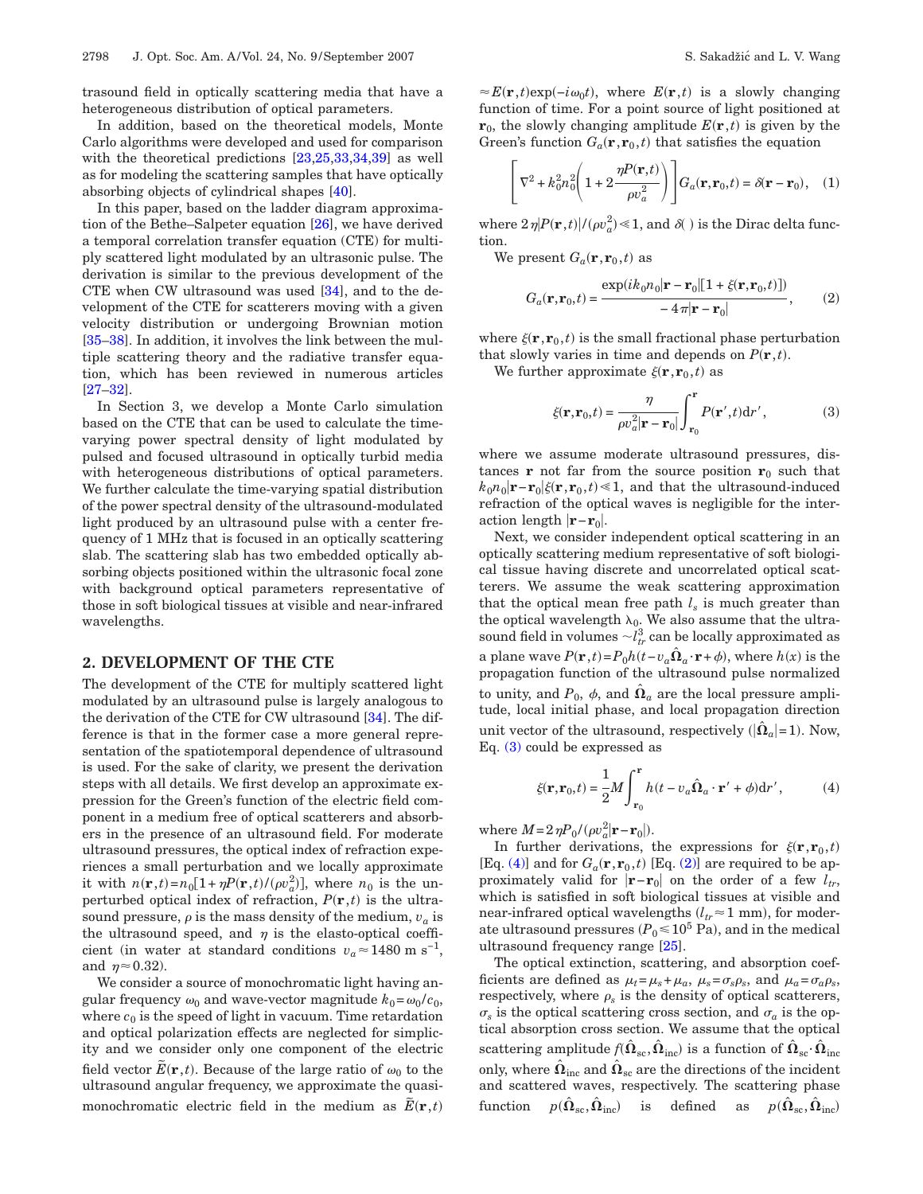trasound field in optically scattering media that have a heterogeneous distribution of optical parameters.

In addition, based on the theoretical models, Monte Carlo algorithms were developed and used for comparison with the theoretical predictions [23,25,33,34,39] as well as for modeling the scattering samples that have optically absorbing objects of cylindrical shapes [40].

In this paper, based on the ladder diagram approximation of the Bethe–Salpeter equation [26], we have derived a temporal correlation transfer equation (CTE) for multiply scattered light modulated by an ultrasonic pulse. The derivation is similar to the previous development of the CTE when CW ultrasound was used [34], and to the development of the CTE for scatterers moving with a given velocity distribution or undergoing Brownian motion [35–38]. In addition, it involves the link between the multiple scattering theory and the radiative transfer equation, which has been reviewed in numerous articles [27–32].

In Section 3, we develop a Monte Carlo simulation based on the CTE that can be used to calculate the time-varying power spectral density of light modulated by pulsed and focused ultrasound in optically turbid media with heterogeneous distributions of optical parameters. We further calculate the time-varying spatial distribution of the power spectral density of the ultrasound-modulated light produced by an ultrasound pulse with a center frequency of 1 MHz that is focused in an optically scattering slab. The scattering slab has two embedded optically absorbing objects positioned within the ultrasonic focal zone with background optical parameters representative of those in soft biological tissues at visible and near-infrared wavelengths.

## 2. DEVELOPMENT OF THE CTE

The development of the CTE for multiply scattered light modulated by an ultrasound pulse is largely analogous to the derivation of the CTE for CW ultrasound [34]. The difference is that in the former case a more general representation of the spatiotemporal dependence of ultrasound is used. For the sake of clarity, we present the derivation steps with all details. We first develop an approximate expression for the Green's function of the electric field component in a medium free of optical scatterers and absorbers in the presence of an ultrasound field. For moderate ultrasound pressures, the optical index of refraction experiences a small perturbation and we locally approximate it with $n(\mathbf{r},t)=n_0[1+\eta P(\mathbf{r},t)/(\rho v_a^2)]$, where $n_0$ is the unperturbed optical index of refraction, $P(\mathbf{r},t)$ is the ultrasound pressure, $\rho$ is the mass density of the medium, $v_a$ is the ultrasound speed, and $\eta$ is the elasto-optical coefficient (in water at standard conditions $v_a \approx 1480 \text{ m s}^{-1}$, and $\eta \approx 0.32$).

We consider a source of monochromatic light having angular frequency $\omega_0$ and wave-vector magnitude $k_0=\omega_0/c_0$, where $c_0$ is the speed of light in vacuum. Time retardation and optical polarization effects are neglected for simplicity and we consider only one component of the electric field vector $\tilde{E}(\mathbf{r},t)$. Because of the large ratio of $\omega_0$ to the ultrasound angular frequency, we approximate the quasi-monochromatic electric field in the medium as $\tilde{E}(\mathbf{r},t) \approx E(\mathbf{r},t)\exp(-i\omega_0 t)$, where $E(\mathbf{r},t)$ is a slowly changing function of time. For a point source of light positioned at $\mathbf{r}_0$, the slowly changing amplitude $E(\mathbf{r},t)$ is given by the Green's function $G_a(\mathbf{r},\mathbf{r}_0,t)$ that satisfies the equation

$$\left[\nabla^2 + k_0^2 n_0^2\left(1+2\frac{\eta P(\mathbf{r},t)}{\rho v_a^2}\right)\right] G_a(\mathbf{r},\mathbf{r}_0,t) = \delta(\mathbf{r}-\mathbf{r}_0), \quad (1)$$

where $2\eta|P(\mathbf{r},t)|/(\rho v_a^2) \ll 1$, and $\delta(\ )$ is the Dirac delta function.

We present $G_a(\mathbf{r},\mathbf{r}_0,t)$ as

$$G_a(\mathbf{r},\mathbf{r}_0,t) = \frac{\exp(ik_0 n_0|\mathbf{r}-\mathbf{r}_0|[1+\xi(\mathbf{r},\mathbf{r}_0,t)])}{-4\pi|\mathbf{r}-\mathbf{r}_0|}, \quad (2)$$

where $\xi(\mathbf{r},\mathbf{r}_0,t)$ is the small fractional phase perturbation that slowly varies in time and depends on $P(\mathbf{r},t)$.

We further approximate $\xi(\mathbf{r},\mathbf{r}_0,t)$ as

$$\xi(\mathbf{r},\mathbf{r}_0,t) = \frac{\eta}{\rho v_a^2|\mathbf{r}-\mathbf{r}_0|}\int_{\mathbf{r}_0}^{\mathbf{r}} P(\mathbf{r}',t)\mathrm{d}r', \quad (3)$$

where we assume moderate ultrasound pressures, distances $\mathbf{r}$ not far from the source position $\mathbf{r}_0$ such that $k_0 n_0|\mathbf{r}-\mathbf{r}_0|\xi(\mathbf{r},\mathbf{r}_0,t) \ll 1$, and that the ultrasound-induced refraction of the optical waves is negligible for the interaction length $|\mathbf{r}-\mathbf{r}_0|$.

Next, we consider independent optical scattering in an optically scattering medium representative of soft biological tissue having discrete and uncorrelated optical scatterers. We assume the weak scattering approximation that the optical mean free path $l_s$ is much greater than the optical wavelength $\lambda_0$. We also assume that the ultrasound field in volumes $\sim l_{tr}^3$ can be locally approximated as a plane wave $P(\mathbf{r},t)=P_0 h(t-v_a\hat{\boldsymbol{\Omega}}_a\cdot\mathbf{r}+\phi)$, where $h(x)$ is the propagation function of the ultrasound pulse normalized to unity, and $P_0$, $\phi$, and $\hat{\boldsymbol{\Omega}}_a$ are the local pressure amplitude, local initial phase, and local propagation direction unit vector of the ultrasound, respectively ($|\hat{\boldsymbol{\Omega}}_a|=1$). Now, Eq. (3) could be expressed as

$$\xi(\mathbf{r},\mathbf{r}_0,t) = \frac{1}{2}M\int_{\mathbf{r}_0}^{\mathbf{r}} h(t-v_a\hat{\boldsymbol{\Omega}}_a\cdot\mathbf{r}'+\phi)\mathrm{d}r', \quad (4)$$

where $M=2\eta P_0/(\rho v_a^2|\mathbf{r}-\mathbf{r}_0|)$.

In further derivations, the expressions for $\xi(\mathbf{r},\mathbf{r}_0,t)$ [Eq. (4)] and for $G_a(\mathbf{r},\mathbf{r}_0,t)$ [Eq. (2)] are required to be approximately valid for $|\mathbf{r}-\mathbf{r}_0|$ on the order of a few $l_{tr}$, which is satisfied in soft biological tissues at visible and near-infrared optical wavelengths ($l_{tr} \approx 1$ mm), for moderate ultrasound pressures ($P_0 \leqslant 10^5$ Pa), and in the medical ultrasound frequency range [25].

The optical extinction, scattering, and absorption coefficients are defined as $\mu_t=\mu_s+\mu_a$, $\mu_s=\sigma_s\rho_s$, and $\mu_a=\sigma_a\rho_s$, respectively, where $\rho_s$ is the density of optical scatterers, $\sigma_s$ is the optical scattering cross section, and $\sigma_a$ is the optical absorption cross section. We assume that the optical scattering amplitude $f(\hat{\boldsymbol{\Omega}}_{\mathrm{sc}},\hat{\boldsymbol{\Omega}}_{\mathrm{inc}})$ is a function of $\hat{\boldsymbol{\Omega}}_{\mathrm{sc}}\cdot\hat{\boldsymbol{\Omega}}_{\mathrm{inc}}$ only, where $\hat{\boldsymbol{\Omega}}_{\mathrm{inc}}$ and $\hat{\boldsymbol{\Omega}}_{\mathrm{sc}}$ are the directions of the incident and scattered waves, respectively. The scattering phase function $p(\hat{\boldsymbol{\Omega}}_{\mathrm{sc}},\hat{\boldsymbol{\Omega}}_{\mathrm{inc}})$ is defined as $p(\hat{\boldsymbol{\Omega}}_{\mathrm{sc}},\hat{\boldsymbol{\Omega}}_{\mathrm{inc}})$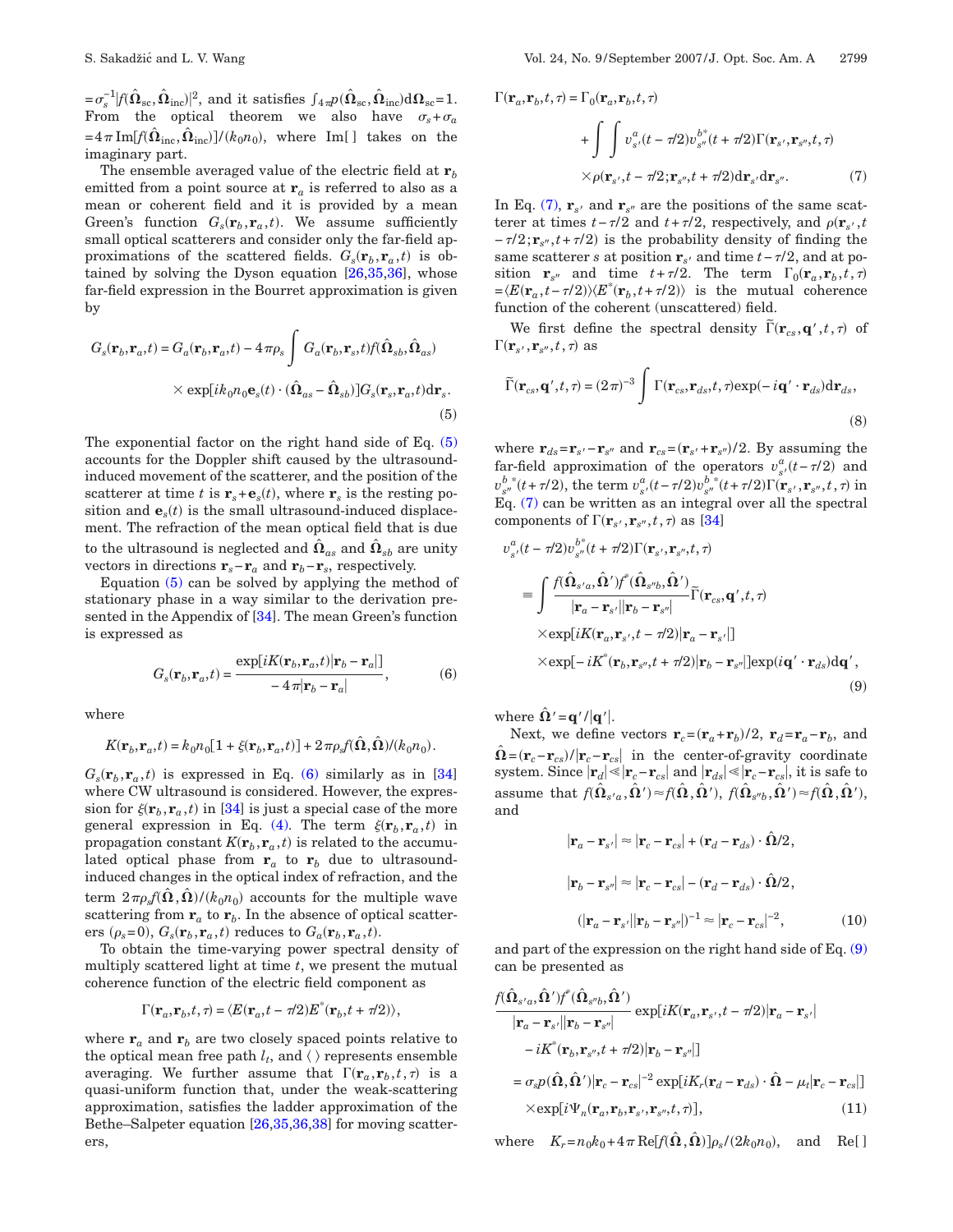$=\sigma_s^{-1}|f(\hat{\mathbf{\Omega}}_{\text{sc}},\hat{\mathbf{\Omega}}_{\text{inc}})|^2$, and it satisfies $\int_{4\pi} p(\hat{\mathbf{\Omega}}_{\text{sc}},\hat{\mathbf{\Omega}}_{\text{inc}})\mathrm{d}\mathbf{\Omega}_{\text{sc}}=1$. From the optical theorem we also have $\sigma_s+\sigma_a = 4\pi \,\mathrm{Im}[f(\hat{\mathbf{\Omega}}_{\text{inc}},\hat{\mathbf{\Omega}}_{\text{inc}})]/(k_0 n_0)$, where Im[ ] takes on the imaginary part.

The ensemble averaged value of the electric field at $\mathbf{r}_b$ emitted from a point source at $\mathbf{r}_a$ is referred to also as a mean or coherent field and it is provided by a mean Green's function $G_s(\mathbf{r}_b,\mathbf{r}_a,t)$. We assume sufficiently small optical scatterers and consider only the far-field approximations of the scattered fields. $G_s(\mathbf{r}_b,\mathbf{r}_a,t)$ is obtained by solving the Dyson equation [26,35,36], whose far-field expression in the Bourret approximation is given by

$$G_s(\mathbf{r}_b,\mathbf{r}_a,t) = G_a(\mathbf{r}_b,\mathbf{r}_a,t) - 4\pi\rho_s \int G_a(\mathbf{r}_b,\mathbf{r}_s,t) f(\hat{\mathbf{\Omega}}_{sb},\hat{\mathbf{\Omega}}_{as}) \times \exp[ik_0 n_0 \mathbf{e}_s(t)\cdot(\hat{\mathbf{\Omega}}_{as}-\hat{\mathbf{\Omega}}_{sb})] G_s(\mathbf{r}_s,\mathbf{r}_a,t)\mathrm{d}\mathbf{r}_s. \tag{5}$$

The exponential factor on the right hand side of Eq. (5) accounts for the Doppler shift caused by the ultrasound-induced movement of the scatterer, and the position of the scatterer at time $t$ is $\mathbf{r}_s+\mathbf{e}_s(t)$, where $\mathbf{r}_s$ is the resting position and $\mathbf{e}_s(t)$ is the small ultrasound-induced displacement. The refraction of the mean optical field that is due to the ultrasound is neglected and $\hat{\mathbf{\Omega}}_{as}$ and $\hat{\mathbf{\Omega}}_{sb}$ are unity vectors in directions $\mathbf{r}_s-\mathbf{r}_a$ and $\mathbf{r}_b-\mathbf{r}_s$, respectively.

Equation (5) can be solved by applying the method of stationary phase in a way similar to the derivation presented in the Appendix of [34]. The mean Green's function is expressed as

$$G_s(\mathbf{r}_b,\mathbf{r}_a,t) = \frac{\exp[iK(\mathbf{r}_b,\mathbf{r}_a,t)|\mathbf{r}_b-\mathbf{r}_a|]}{-4\pi|\mathbf{r}_b-\mathbf{r}_a|}, \tag{6}$$

where

$$K(\mathbf{r}_b,\mathbf{r}_a,t) = k_0 n_0[1+\xi(\mathbf{r}_b,\mathbf{r}_a,t)] + 2\pi\rho_s f(\hat{\mathbf{\Omega}},\hat{\mathbf{\Omega}})/(k_0 n_0).$$

$G_s(\mathbf{r}_b,\mathbf{r}_a,t)$ is expressed in Eq. (6) similarly as in [34] where CW ultrasound is considered. However, the expression for $\xi(\mathbf{r}_b,\mathbf{r}_a,t)$ in [34] is just a special case of the more general expression in Eq. (4). The term $\xi(\mathbf{r}_b,\mathbf{r}_a,t)$ in propagation constant $K(\mathbf{r}_b,\mathbf{r}_a,t)$ is related to the accumulated optical phase from $\mathbf{r}_a$ to $\mathbf{r}_b$ due to ultrasound-induced changes in the optical index of refraction, and the term $2\pi\rho_s f(\hat{\mathbf{\Omega}},\hat{\mathbf{\Omega}})/(k_0 n_0)$ accounts for the multiple wave scattering from $\mathbf{r}_a$ to $\mathbf{r}_b$. In the absence of optical scatterers ($\rho_s=0$), $G_s(\mathbf{r}_b,\mathbf{r}_a,t)$ reduces to $G_a(\mathbf{r}_b,\mathbf{r}_a,t)$.

To obtain the time-varying power spectral density of multiply scattered light at time $t$, we present the mutual coherence function of the electric field component as

$$\Gamma(\mathbf{r}_a,\mathbf{r}_b,t,\tau) = \langle E(\mathbf{r}_a,t-\tau/2)E^*(\mathbf{r}_b,t+\tau/2)\rangle,$$

where $\mathbf{r}_a$ and $\mathbf{r}_b$ are two closely spaced points relative to the optical mean free path $l_t$, and ⟨ ⟩ represents ensemble averaging. We further assume that $\Gamma(\mathbf{r}_a,\mathbf{r}_b,t,\tau)$ is a quasi-uniform function that, under the weak-scattering approximation, satisfies the ladder approximation of the Bethe–Salpeter equation [26,35,36,38] for moving scatterers,

$$\Gamma(\mathbf{r}_a,\mathbf{r}_b,t,\tau) = \Gamma_0(\mathbf{r}_a,\mathbf{r}_b,t,\tau) + \int\int v_{s'}^{a}(t-\tau/2)v_{s''}^{b*}(t+\tau/2)\Gamma(\mathbf{r}_{s'},\mathbf{r}_{s''},t,\tau) \times \rho(\mathbf{r}_{s'},t-\tau/2;\mathbf{r}_{s''},t+\tau/2)\mathrm{d}\mathbf{r}_{s'}\mathrm{d}\mathbf{r}_{s''}. \tag{7}$$

In Eq. (7), $\mathbf{r}_{s'}$ and $\mathbf{r}_{s''}$ are the positions of the same scatterer at times $t-\tau/2$ and $t+\tau/2$, respectively, and $\rho(\mathbf{r}_{s'},t-\tau/2;\mathbf{r}_{s''},t+\tau/2)$ is the probability density of finding the same scatterer $s$ at position $\mathbf{r}_{s'}$ and time $t-\tau/2$, and at position $\mathbf{r}_{s''}$ and time $t+\tau/2$. The term $\Gamma_0(\mathbf{r}_a,\mathbf{r}_b,t,\tau) = \langle E(\mathbf{r}_a,t-\tau/2)\rangle\langle E^*(\mathbf{r}_b,t+\tau/2)\rangle$ is the mutual coherence function of the coherent (unscattered) field.

We first define the spectral density $\tilde{\Gamma}(\mathbf{r}_{cs},\mathbf{q}',t,\tau)$ of $\Gamma(\mathbf{r}_{s'},\mathbf{r}_{s''},t,\tau)$ as

$$\tilde{\Gamma}(\mathbf{r}_{cs},\mathbf{q}',t,\tau) = (2\pi)^{-3}\int \Gamma(\mathbf{r}_{cs},\mathbf{r}_{ds},t,\tau)\exp(-i\mathbf{q}'\cdot\mathbf{r}_{ds})\mathrm{d}\mathbf{r}_{ds}, \tag{8}$$

where $\mathbf{r}_{ds}=\mathbf{r}_{s'}-\mathbf{r}_{s''}$ and $\mathbf{r}_{cs}=(\mathbf{r}_{s'}+\mathbf{r}_{s''})/2$. By assuming the far-field approximation of the operators $v_{s'}^{a}(t-\tau/2)$ and $v_{s''}^{b*}(t+\tau/2)$, the term $v_{s'}^{a}(t-\tau/2)v_{s''}^{b*}(t+\tau/2)\Gamma(\mathbf{r}_{s'},\mathbf{r}_{s''},t,\tau)$ in Eq. (7) can be written as an integral over all the spectral components of $\Gamma(\mathbf{r}_{s'},\mathbf{r}_{s''},t,\tau)$ as [34]

$$v_{s'}^{a}(t-\tau/2)v_{s''}^{b*}(t+\tau/2)\Gamma(\mathbf{r}_{s'},\mathbf{r}_{s''},t,\tau) \equiv \int \frac{f(\hat{\mathbf{\Omega}}_{s'a},\hat{\mathbf{\Omega}}')f^*(\hat{\mathbf{\Omega}}_{s''b},\hat{\mathbf{\Omega}}')}{|\mathbf{r}_a-\mathbf{r}_{s'}||\mathbf{r}_b-\mathbf{r}_{s''}|}\tilde{\Gamma}(\mathbf{r}_{cs},\mathbf{q}',t,\tau) \times \exp[iK(\mathbf{r}_a,\mathbf{r}_{s'},t-\tau/2)|\mathbf{r}_a-\mathbf{r}_{s'}|] \times \exp[-iK^*(\mathbf{r}_b,\mathbf{r}_{s''},t+\tau/2)|\mathbf{r}_b-\mathbf{r}_{s''}|]\exp(i\mathbf{q}'\cdot\mathbf{r}_{ds})\mathrm{d}\mathbf{q}', \tag{9}$$

where $\hat{\mathbf{\Omega}}'=\mathbf{q}'/|\mathbf{q}'|$.

Next, we define vectors $\mathbf{r}_c=(\mathbf{r}_a+\mathbf{r}_b)/2$, $\mathbf{r}_d=\mathbf{r}_a-\mathbf{r}_b$, and $\hat{\mathbf{\Omega}}=(\mathbf{r}_c-\mathbf{r}_{cs})/|\mathbf{r}_c-\mathbf{r}_{cs}|$ in the center-of-gravity coordinate system. Since $|\mathbf{r}_d|\ll|\mathbf{r}_c-\mathbf{r}_{cs}|$ and $|\mathbf{r}_{ds}|\ll|\mathbf{r}_c-\mathbf{r}_{cs}|$, it is safe to assume that $f(\hat{\mathbf{\Omega}}_{s'a},\hat{\mathbf{\Omega}}')\approx f(\hat{\mathbf{\Omega}},\hat{\mathbf{\Omega}}')$, $f(\hat{\mathbf{\Omega}}_{s''b},\hat{\mathbf{\Omega}}')\approx f(\hat{\mathbf{\Omega}},\hat{\mathbf{\Omega}}')$, and

$$|\mathbf{r}_a-\mathbf{r}_{s'}| \approx |\mathbf{r}_c-\mathbf{r}_{cs}| + (\mathbf{r}_d-\mathbf{r}_{ds})\cdot\hat{\mathbf{\Omega}}/2,$$

$$|\mathbf{r}_b-\mathbf{r}_{s''}| \approx |\mathbf{r}_c-\mathbf{r}_{cs}| - (\mathbf{r}_d-\mathbf{r}_{ds})\cdot\hat{\mathbf{\Omega}}/2,$$

$$(|\mathbf{r}_a-\mathbf{r}_{s'}||\mathbf{r}_b-\mathbf{r}_{s''}|)^{-1} \approx |\mathbf{r}_c-\mathbf{r}_{cs}|^{-2}, \tag{10}$$

and part of the expression on the right hand side of Eq. (9) can be presented as

$$\frac{f(\hat{\mathbf{\Omega}}_{s'a},\hat{\mathbf{\Omega}}')f^*(\hat{\mathbf{\Omega}}_{s''b},\hat{\mathbf{\Omega}}')}{|\mathbf{r}_a-\mathbf{r}_{s'}||\mathbf{r}_b-\mathbf{r}_{s''}|}\exp[iK(\mathbf{r}_a,\mathbf{r}_{s'},t-\tau/2)|\mathbf{r}_a-\mathbf{r}_{s'}| - iK^*(\mathbf{r}_b,\mathbf{r}_{s''},t+\tau/2)|\mathbf{r}_b-\mathbf{r}_{s''}|] = \sigma_s p(\hat{\mathbf{\Omega}},\hat{\mathbf{\Omega}}')|\mathbf{r}_c-\mathbf{r}_{cs}|^{-2}\exp[iK_r(\mathbf{r}_d-\mathbf{r}_{ds})\cdot\hat{\mathbf{\Omega}} - \mu_t|\mathbf{r}_c-\mathbf{r}_{cs}|] \times \exp[i\Psi_n(\mathbf{r}_a,\mathbf{r}_b,\mathbf{r}_{s'},\mathbf{r}_{s''},t,\tau)], \tag{11}$$

where $K_r = n_0 k_0 + 4\pi\,\mathrm{Re}[f(\hat{\mathbf{\Omega}},\hat{\mathbf{\Omega}})]\rho_s/(2k_0 n_0)$, and Re[ ]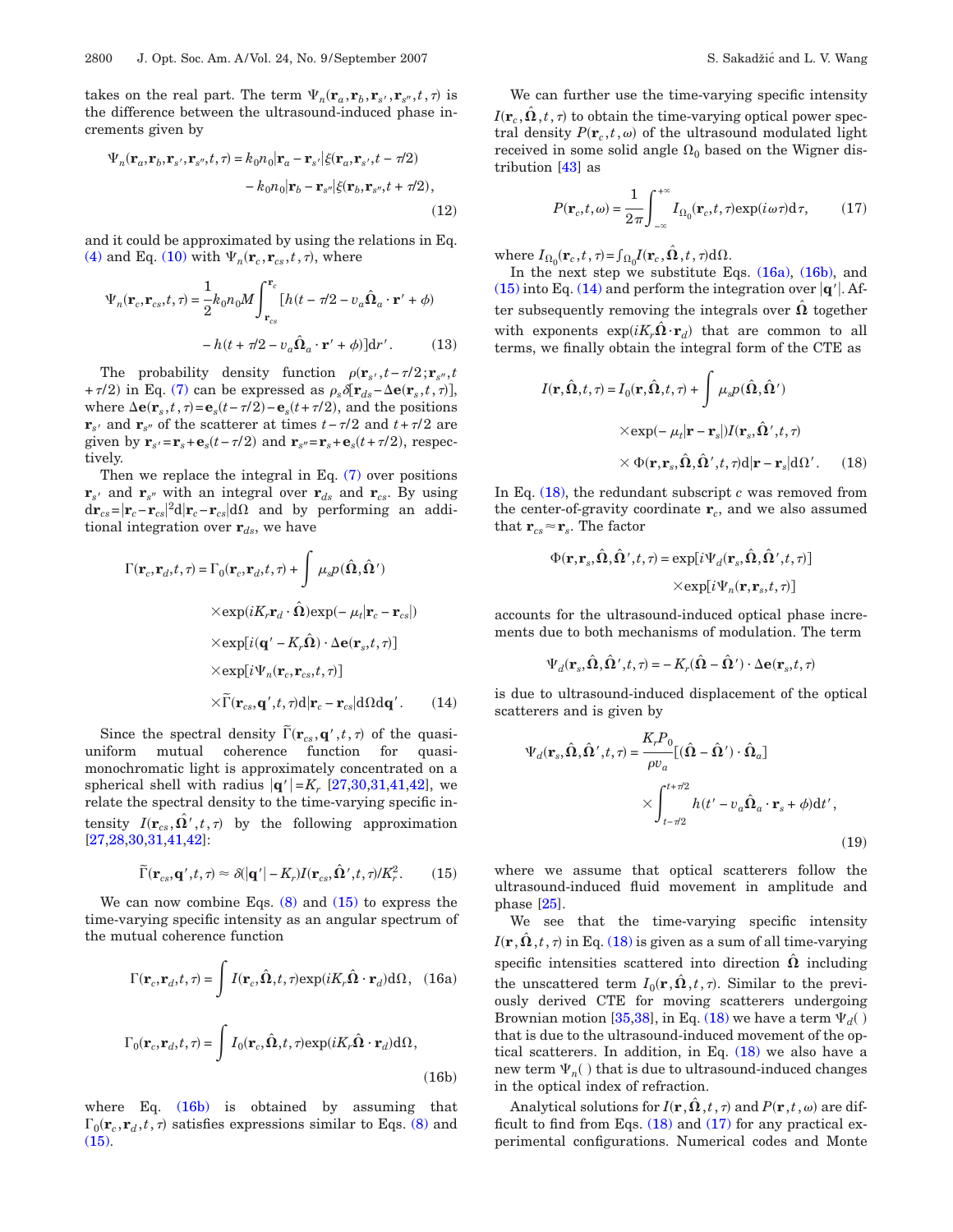takes on the real part. The term $\Psi_n(\mathbf{r}_a,\mathbf{r}_b,\mathbf{r}_{s'},\mathbf{r}_{s''},t,\tau)$ is the difference between the ultrasound-induced phase increments given by

$$\Psi_n(\mathbf{r}_a,\mathbf{r}_b,\mathbf{r}_{s'},\mathbf{r}_{s''},t,\tau) = k_0 n_0 |\mathbf{r}_a - \mathbf{r}_{s'}| \xi(\mathbf{r}_a,\mathbf{r}_{s'},t-\tau/2) - k_0 n_0 |\mathbf{r}_b - \mathbf{r}_{s''}| \xi(\mathbf{r}_b,\mathbf{r}_{s''},t+\tau/2), \tag{12}$$

and it could be approximated by using the relations in Eq. (4) and Eq. (10) with $\Psi_n(\mathbf{r}_c,\mathbf{r}_{cs},t,\tau)$, where

$$\Psi_n(\mathbf{r}_c,\mathbf{r}_{cs},t,\tau) = \frac{1}{2} k_0 n_0 M \int_{\mathbf{r}_{cs}}^{\mathbf{r}_c} [h(t-\tau/2 - v_a \hat{\mathbf{\Omega}}_a \cdot \mathbf{r}' + \phi) - h(t+\tau/2 - v_a \hat{\mathbf{\Omega}}_a \cdot \mathbf{r}' + \phi)] \mathrm{d}r'. \tag{13}$$

The probability density function $\rho(\mathbf{r}_{s'},t-\tau/2;\mathbf{r}_{s''},t+\tau/2)$ in Eq. (7) can be expressed as $\rho_s \delta[\mathbf{r}_{ds} - \Delta\mathbf{e}(\mathbf{r}_s,t,\tau)]$, where $\Delta\mathbf{e}(\mathbf{r}_s,t,\tau) = \mathbf{e}_s(t-\tau/2) - \mathbf{e}_s(t+\tau/2)$, and the positions $\mathbf{r}_{s'}$ and $\mathbf{r}_{s''}$ of the scatterer at times $t-\tau/2$ and $t+\tau/2$ are given by $\mathbf{r}_{s'} = \mathbf{r}_s + \mathbf{e}_s(t-\tau/2)$ and $\mathbf{r}_{s''} = \mathbf{r}_s + \mathbf{e}_s(t+\tau/2)$, respectively.

Then we replace the integral in Eq. (7) over positions $\mathbf{r}_{s'}$ and $\mathbf{r}_{s''}$ with an integral over $\mathbf{r}_{ds}$ and $\mathbf{r}_{cs}$. By using $\mathrm{d}\mathbf{r}_{cs} = |\mathbf{r}_c - \mathbf{r}_{cs}|^2 \mathrm{d}|\mathbf{r}_c - \mathbf{r}_{cs}| \mathrm{d}\Omega$ and by performing an additional integration over $\mathbf{r}_{ds}$, we have

$$\begin{aligned}\Gamma(\mathbf{r}_c,\mathbf{r}_d,t,\tau) = \Gamma_0(\mathbf{r}_c,\mathbf{r}_d,t,\tau) + \int \mu_s p(\hat{\mathbf{\Omega}},\hat{\mathbf{\Omega}}') &\times \exp(iK_r \mathbf{r}_d \cdot \hat{\mathbf{\Omega}}) \exp(-\mu_t |\mathbf{r}_c - \mathbf{r}_{cs}|) \\ &\times \exp[i(\mathbf{q}' - K_r \hat{\mathbf{\Omega}}) \cdot \Delta\mathbf{e}(\mathbf{r}_s,t,\tau)] \\ &\times \exp[i\Psi_n(\mathbf{r}_c,\mathbf{r}_{cs},t,\tau)] \\ &\times \tilde{\Gamma}(\mathbf{r}_{cs},\mathbf{q}',t,\tau) \mathrm{d}|\mathbf{r}_c - \mathbf{r}_{cs}| \mathrm{d}\Omega \mathrm{d}\mathbf{q}'.\end{aligned} \tag{14}$$

Since the spectral density $\tilde{\Gamma}(\mathbf{r}_{cs},\mathbf{q}',t,\tau)$ of the quasi-uniform mutual coherence function for quasi-monochromatic light is approximately concentrated on a spherical shell with radius $|\mathbf{q}'| = K_r$ [27,30,31,41,42], we relate the spectral density to the time-varying specific intensity $I(\mathbf{r}_{cs},\hat{\mathbf{\Omega}}',t,\tau)$ by the following approximation [27,28,30,31,41,42]:

$$\tilde{\Gamma}(\mathbf{r}_{cs},\mathbf{q}',t,\tau) \approx \delta(|\mathbf{q}'| - K_r) I(\mathbf{r}_{cs},\hat{\mathbf{\Omega}}',t,\tau)/K_r^2. \tag{15}$$

We can now combine Eqs. (8) and (15) to express the time-varying specific intensity as an angular spectrum of the mutual coherence function

$$\Gamma(\mathbf{r}_c,\mathbf{r}_d,t,\tau) = \int I(\mathbf{r}_c,\hat{\mathbf{\Omega}},t,\tau) \exp(iK_r \hat{\mathbf{\Omega}} \cdot \mathbf{r}_d) \mathrm{d}\Omega, \tag{16a}$$

$$\Gamma_0(\mathbf{r}_c,\mathbf{r}_d,t,\tau) = \int I_0(\mathbf{r}_c,\hat{\mathbf{\Omega}},t,\tau) \exp(iK_r \hat{\mathbf{\Omega}} \cdot \mathbf{r}_d) \mathrm{d}\Omega, \tag{16b}$$

where Eq. (16b) is obtained by assuming that $\Gamma_0(\mathbf{r}_c,\mathbf{r}_d,t,\tau)$ satisfies expressions similar to Eqs. (8) and (15).

We can further use the time-varying specific intensity $I(\mathbf{r}_c,\hat{\mathbf{\Omega}},t,\tau)$ to obtain the time-varying optical power spectral density $P(\mathbf{r}_c,t,\omega)$ of the ultrasound modulated light received in some solid angle $\Omega_0$ based on the Wigner distribution [43] as

$$P(\mathbf{r}_c,t,\omega) = \frac{1}{2\pi} \int_{-\infty}^{+\infty} I_{\Omega_0}(\mathbf{r}_c,t,\tau) \exp(i\omega\tau) \mathrm{d}\tau, \tag{17}$$

where $I_{\Omega_0}(\mathbf{r}_c,t,\tau) = \int_{\Omega_0} I(\mathbf{r}_c,\hat{\mathbf{\Omega}},t,\tau) \mathrm{d}\Omega$.

In the next step we substitute Eqs. (16a), (16b), and (15) into Eq. (14) and perform the integration over $|\mathbf{q}'|$. After subsequently removing the integrals over $\hat{\mathbf{\Omega}}$ together with exponents $\exp(iK_r \hat{\mathbf{\Omega}} \cdot \mathbf{r}_d)$ that are common to all terms, we finally obtain the integral form of the CTE as

$$\begin{aligned}I(\mathbf{r},\hat{\mathbf{\Omega}},t,\tau) = I_0(\mathbf{r},\hat{\mathbf{\Omega}},t,\tau) + \int \mu_s p(\hat{\mathbf{\Omega}},\hat{\mathbf{\Omega}}') &\times \exp(-\mu_t |\mathbf{r} - \mathbf{r}_s|) I(\mathbf{r}_s,\hat{\mathbf{\Omega}}',t,\tau) \\ &\times \Phi(\mathbf{r},\mathbf{r}_s,\hat{\mathbf{\Omega}},\hat{\mathbf{\Omega}}',t,\tau) \mathrm{d}|\mathbf{r} - \mathbf{r}_s| \mathrm{d}\Omega'.\end{aligned} \tag{18}$$

In Eq. (18), the redundant subscript $c$ was removed from the center-of-gravity coordinate $\mathbf{r}_c$, and we also assumed that $\mathbf{r}_{cs} \approx \mathbf{r}_s$. The factor

$$\Phi(\mathbf{r},\mathbf{r}_s,\hat{\mathbf{\Omega}},\hat{\mathbf{\Omega}}',t,\tau) = \exp[i\Psi_d(\mathbf{r}_s,\hat{\mathbf{\Omega}},\hat{\mathbf{\Omega}}',t,\tau)] \times \exp[i\Psi_n(\mathbf{r},\mathbf{r}_s,t,\tau)]$$

accounts for the ultrasound-induced optical phase increments due to both mechanisms of modulation. The term

$$\Psi_d(\mathbf{r}_s,\hat{\mathbf{\Omega}},\hat{\mathbf{\Omega}}',t,\tau) = -K_r(\hat{\mathbf{\Omega}} - \hat{\mathbf{\Omega}}') \cdot \Delta\mathbf{e}(\mathbf{r}_s,t,\tau)$$

is due to ultrasound-induced displacement of the optical scatterers and is given by

$$\Psi_d(\mathbf{r}_s,\hat{\mathbf{\Omega}},\hat{\mathbf{\Omega}}',t,\tau) = \frac{K_r P_0}{\rho v_a} [(\hat{\mathbf{\Omega}} - \hat{\mathbf{\Omega}}') \cdot \hat{\mathbf{\Omega}}_a] \times \int_{t-\tau/2}^{t+\tau/2} h(t' - v_a \hat{\mathbf{\Omega}}_a \cdot \mathbf{r}_s + \phi) \mathrm{d}t', \tag{19}$$

where we assume that optical scatterers follow the ultrasound-induced fluid movement in amplitude and phase [25].

We see that the time-varying specific intensity $I(\mathbf{r},\hat{\mathbf{\Omega}},t,\tau)$ in Eq. (18) is given as a sum of all time-varying specific intensities scattered into direction $\hat{\mathbf{\Omega}}$ including the unscattered term $I_0(\mathbf{r},\hat{\mathbf{\Omega}},t,\tau)$. Similar to the previously derived CTE for moving scatterers undergoing Brownian motion [35,38], in Eq. (18) we have a term $\Psi_d(\,)$ that is due to the ultrasound-induced movement of the optical scatterers. In addition, in Eq. (18) we also have a new term $\Psi_n(\,)$ that is due to ultrasound-induced changes in the optical index of refraction.

Analytical solutions for $I(\mathbf{r},\hat{\mathbf{\Omega}},t,\tau)$ and $P(\mathbf{r},t,\omega)$ are difficult to find from Eqs. (18) and (17) for any practical experimental configurations. Numerical codes and Monte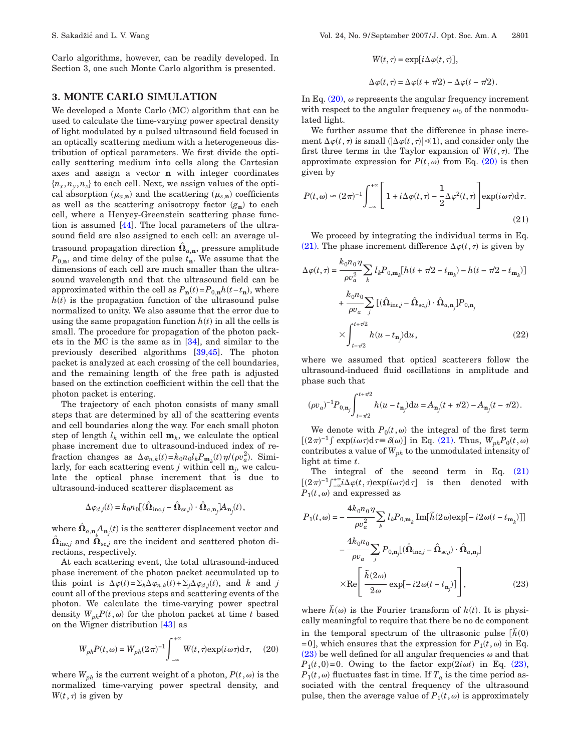Carlo algorithms, however, can be readily developed. In Section 3, one such Monte Carlo algorithm is presented.

## 3. MONTE CARLO SIMULATION

We developed a Monte Carlo (MC) algorithm that can be used to calculate the time-varying power spectral density of light modulated by a pulsed ultrasound field focused in an optically scattering medium with a heterogeneous distribution of optical parameters. We first divide the optically scattering medium into cells along the Cartesian axes and assign a vector $\mathbf{n}$ with integer coordinates $\{n_x, n_y, n_z\}$ to each cell. Next, we assign values of the optical absorption ($\mu_{a,\mathbf{n}}$) and the scattering ($\mu_{s,\mathbf{n}}$) coefficients as well as the scattering anisotropy factor ($g_{\mathbf{n}}$) to each cell, where a Henyey-Greenstein scattering phase function is assumed [44]. The local parameters of the ultrasound field are also assigned to each cell: an average ultrasound propagation direction $\hat{\mathbf{\Omega}}_{a,\mathbf{n}}$, pressure amplitude $P_{0,\mathbf{n}}$, and time delay of the pulse $t_{\mathbf{n}}$. We assume that the dimensions of each cell are much smaller than the ultrasound wavelength and that the ultrasound field can be approximated within the cell as $P_{\mathbf{n}}(t) = P_{0,\mathbf{n}} h(t - t_{\mathbf{n}})$, where $h(t)$ is the propagation function of the ultrasound pulse normalized to unity. We also assume that the error due to using the same propagation function $h(t)$ in all the cells is small. The procedure for propagation of the photon packets in the MC is the same as in [34], and similar to the previously described algorithms [39,45]. The photon packet is analyzed at each crossing of the cell boundaries, and the remaining length of the free path is adjusted based on the extinction coefficient within the cell that the photon packet is entering.

The trajectory of each photon consists of many small steps that are determined by all of the scattering events and cell boundaries along the way. For each small photon step of length $l_k$ within cell $\mathbf{m}_k$, we calculate the optical phase increment due to ultrasound-induced index of refraction changes as $\Delta\varphi_{n,k}(t) = k_0 n_0 l_k P_{\mathbf{m}_k}(t) \eta / (\rho v_a^2)$. Similarly, for each scattering event $j$ within cell $\mathbf{n}_j$, we calculate the optical phase increment that is due to ultrasound-induced scatterer displacement as

$$\Delta\varphi_{d,j}(t) = k_0 n_0 [(\hat{\mathbf{\Omega}}_{\text{inc},j} - \hat{\mathbf{\Omega}}_{\text{sc},j}) \cdot \hat{\mathbf{\Omega}}_{a,\mathbf{n}_j}] A_{\mathbf{n}_j}(t),$$

where $\hat{\mathbf{\Omega}}_{a,\mathbf{n}_j} A_{\mathbf{n}_j}(t)$ is the scatterer displacement vector and $\hat{\mathbf{\Omega}}_{\text{inc},j}$ and $\hat{\mathbf{\Omega}}_{\text{sc},j}$ are the incident and scattered photon directions, respectively.

At each scattering event, the total ultrasound-induced phase increment of the photon packet accumulated up to this point is $\Delta\varphi(t) = \sum_k \Delta\varphi_{n,k}(t) + \sum_j \Delta\varphi_{d,j}(t)$, and $k$ and $j$ count all of the previous steps and scattering events of the photon. We calculate the time-varying power spectral density $W_{ph} P(t,\omega)$ for the photon packet at time $t$ based on the Wigner distribution [43] as

$$W_{ph} P(t,\omega) = W_{ph} (2\pi)^{-1} \int_{-\infty}^{+\infty} W(t,\tau) \exp(i\omega\tau) \mathrm{d}\tau, \tag{20}$$

where $W_{ph}$ is the current weight of a photon, $P(t,\omega)$ is the normalized time-varying power spectral density, and $W(t,\tau)$ is given by

$$W(t,\tau) = \exp[i\Delta\varphi(t,\tau)],$$

$$\Delta\varphi(t,\tau) = \Delta\varphi(t + \tau/2) - \Delta\varphi(t - \tau/2).$$

In Eq. (20), $\omega$ represents the angular frequency increment with respect to the angular frequency $\omega_0$ of the nonmodulated light.

We further assume that the difference in phase increment $\Delta\varphi(t,\tau)$ is small ($|\Delta\varphi(t,\tau)| \ll 1$), and consider only the first three terms in the Taylor expansion of $W(t,\tau)$. The approximate expression for $P(t,\omega)$ from Eq. (20) is then given by

$$P(t,\omega) \approx (2\pi)^{-1} \int_{-\infty}^{+\infty} \left[ 1 + i\Delta\varphi(t,\tau) - \frac{1}{2}\Delta\varphi^2(t,\tau) \right] \exp(i\omega\tau) \mathrm{d}\tau. \tag{21}$$

We proceed by integrating the individual terms in Eq. (21). The phase increment difference $\Delta\varphi(t,\tau)$ is given by

$$\begin{aligned}
\Delta\varphi(t,\tau) = {} & \frac{k_0 n_0 \eta}{\rho v_a^2} \sum_k l_k P_{0,\mathbf{m}_k} [h(t + \tau/2 - t_{\mathbf{m}_k}) - h(t - \tau/2 - t_{\mathbf{m}_k})] \\
& + \frac{k_0 n_0}{\rho v_a} \sum_j [(\hat{\mathbf{\Omega}}_{\text{inc},j} - \hat{\mathbf{\Omega}}_{\text{sc},j}) \cdot \hat{\mathbf{\Omega}}_{a,\mathbf{n}_j}] P_{0,\mathbf{n}_j} \\
& \times \int_{t-\tau/2}^{t+\tau/2} h(u - t_{\mathbf{n}_j}) \mathrm{d}u,
\end{aligned} \tag{22}$$

where we assumed that optical scatterers follow the ultrasound-induced fluid oscillations in amplitude and phase such that

$$(\rho v_a)^{-1} P_{0,\mathbf{n}_j} \int_{t-\tau/2}^{t+\tau/2} h(u - t_{\mathbf{n}_j}) \mathrm{d}u = A_{\mathbf{n}_j}(t + \tau/2) - A_{\mathbf{n}_j}(t - \tau/2).$$

We denote with $P_0(t,\omega)$ the integral of the first term $[(2\pi)^{-1} \int \exp(i\omega\tau) \mathrm{d}\tau \equiv \delta(\omega)]$ in Eq. (21). Thus, $W_{ph} P_0(t,\omega)$ contributes a value of $W_{ph}$ to the unmodulated intensity of light at time $t$.

The integral of the second term in Eq. (21) $[(2\pi)^{-1} \int_{-\infty}^{+\infty} i\Delta\varphi(t,\tau) \exp(i\omega\tau) \mathrm{d}\tau]$ is then denoted with $P_1(t,\omega)$ and expressed as

$$\begin{aligned}
P_1(t,\omega) = {} & -\frac{4 k_0 n_0 \eta}{\rho v_a^2} \sum_k l_k P_{0,\mathbf{m}_k} \operatorname{Im}[\tilde{h}(2\omega) \exp[-i2\omega(t - t_{\mathbf{m}_k})]] \\
& - \frac{4 k_0 n_0}{\rho v_a} \sum_j P_{0,\mathbf{n}_j} [(\hat{\mathbf{\Omega}}_{\text{inc},j} - \hat{\mathbf{\Omega}}_{\text{sc},j}) \cdot \hat{\mathbf{\Omega}}_{a,\mathbf{n}_j}] \\
& \times \operatorname{Re}\left[ \frac{\tilde{h}(2\omega)}{2\omega} \exp[-i2\omega(t - t_{\mathbf{n}_j})] \right],
\end{aligned} \tag{23}$$

where $\tilde{h}(\omega)$ is the Fourier transform of $h(t)$. It is physically meaningful to require that there be no dc component in the temporal spectrum of the ultrasonic pulse $[\tilde{h}(0) = 0]$, which ensures that the expression for $P_1(t,\omega)$ in Eq. (23) be well defined for all angular frequencies $\omega$ and that $P_1(t,0) = 0$. Owing to the factor $\exp(2i\omega t)$ in Eq. (23), $P_1(t,\omega)$ fluctuates fast in time. If $T_a$ is the time period associated with the central frequency of the ultrasound pulse, then the average value of $P_1(t,\omega)$ is approximately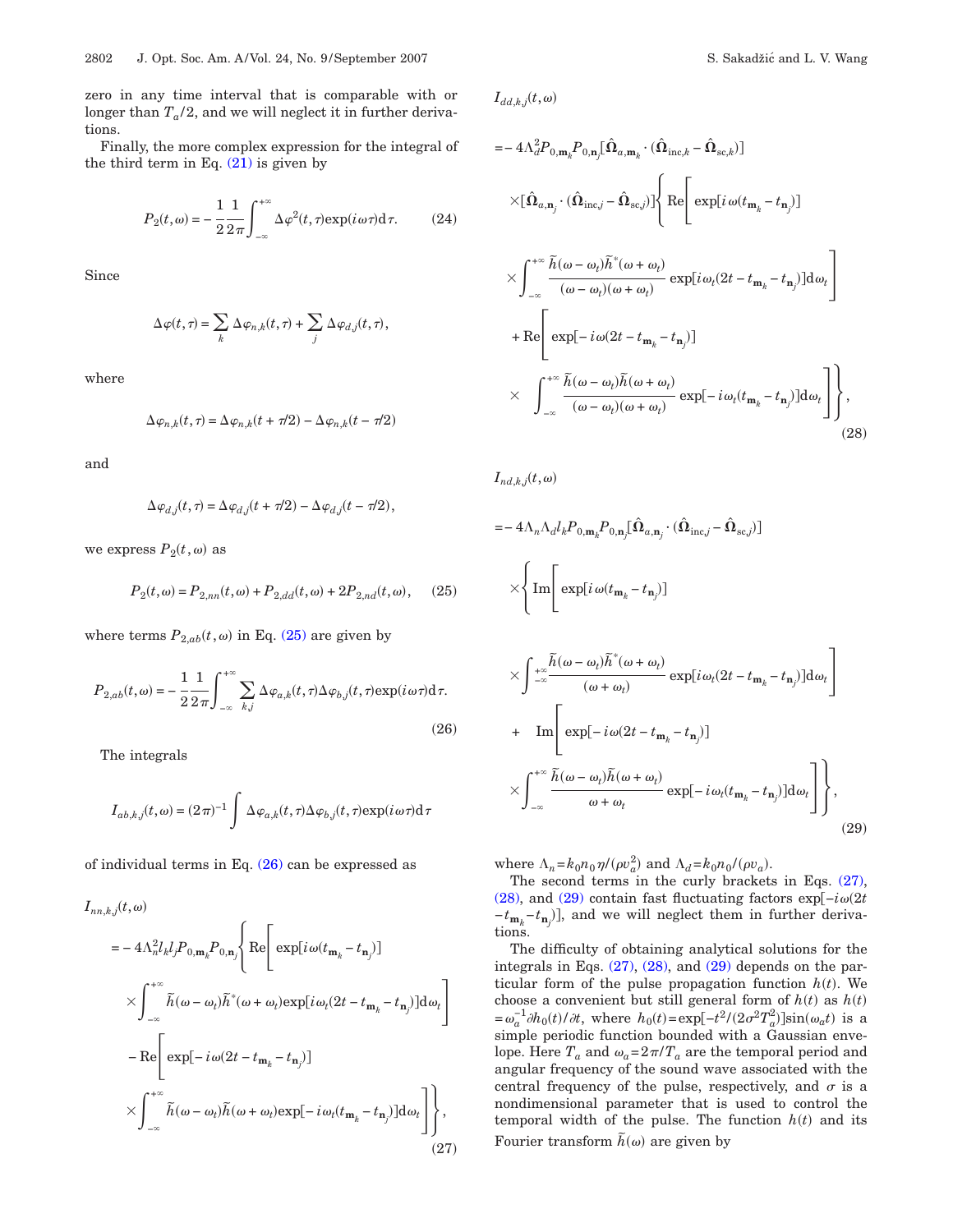zero in any time interval that is comparable with or longer than $T_a/2$, and we will neglect it in further derivations.

Finally, the more complex expression for the integral of the third term in Eq. (21) is given by

$$P_2(t,\omega) = -\frac{1}{2}\frac{1}{2\pi}\int_{-\infty}^{+\infty} \Delta\varphi^2(t,\tau)\exp(i\omega\tau)\mathrm{d}\tau. \tag{24}$$

Since

$$\Delta\varphi(t,\tau) = \sum_k \Delta\varphi_{n,k}(t,\tau) + \sum_j \Delta\varphi_{d,j}(t,\tau),$$

where

$$\Delta\varphi_{n,k}(t,\tau) = \Delta\varphi_{n,k}(t+\tau/2) - \Delta\varphi_{n,k}(t-\tau/2)$$

and

$$\Delta\varphi_{d,j}(t,\tau) = \Delta\varphi_{d,j}(t+\tau/2) - \Delta\varphi_{d,j}(t-\tau/2),$$

we express $P_2(t,\omega)$ as

$$P_2(t,\omega) = P_{2,nn}(t,\omega) + P_{2,dd}(t,\omega) + 2P_{2,nd}(t,\omega), \tag{25}$$

where terms $P_{2,ab}(t,\omega)$ in Eq. (25) are given by

$$P_{2,ab}(t,\omega) = -\frac{1}{2}\frac{1}{2\pi}\int_{-\infty}^{+\infty} \sum_{k,j} \Delta\varphi_{a,k}(t,\tau)\Delta\varphi_{b,j}(t,\tau)\exp(i\omega\tau)\mathrm{d}\tau. \tag{26}$$

The integrals

$$I_{ab,k,j}(t,\omega) = (2\pi)^{-1}\int \Delta\varphi_{a,k}(t,\tau)\Delta\varphi_{b,j}(t,\tau)\exp(i\omega\tau)\mathrm{d}\tau$$

of individual terms in Eq. (26) can be expressed as

$$\begin{aligned}
I_{nn,k,j}(t,\omega) &= -4\Lambda_n^2 l_k l_j P_{0,\mathbf{m}_k}P_{0,\mathbf{n}_j}\Bigg\{\mathrm{Re}\Bigg[\exp[i\omega(t_{\mathbf{m}_k}-t_{\mathbf{n}_j})] \\
&\quad\times\int_{-\infty}^{+\infty}\tilde{h}(\omega-\omega_t)\tilde{h}^*(\omega+\omega_t)\exp[i\omega_t(2t-t_{\mathbf{m}_k}-t_{\mathbf{n}_j})]\mathrm{d}\omega_t\Bigg] \\
&\quad-\mathrm{Re}\Bigg[\exp[-i\omega(2t-t_{\mathbf{m}_k}-t_{\mathbf{n}_j})] \\
&\quad\times\int_{-\infty}^{+\infty}\tilde{h}(\omega-\omega_t)\tilde{h}(\omega+\omega_t)\exp[-i\omega_t(t_{\mathbf{m}_k}-t_{\mathbf{n}_j})]\mathrm{d}\omega_t\Bigg]\Bigg\},
\end{aligned} \tag{27}$$

$$\begin{aligned}
I_{dd,k,j}(t,\omega) &= -4\Lambda_d^2 P_{0,\mathbf{m}_k}P_{0,\mathbf{n}_j}[\hat{\mathbf{\Omega}}_{a,\mathbf{m}_k}\cdot(\hat{\mathbf{\Omega}}_{\mathrm{inc},k}-\hat{\mathbf{\Omega}}_{\mathrm{sc},k})] \\
&\quad\times[\hat{\mathbf{\Omega}}_{a,\mathbf{n}_j}\cdot(\hat{\mathbf{\Omega}}_{\mathrm{inc},j}-\hat{\mathbf{\Omega}}_{\mathrm{sc},j})]\Bigg\{\mathrm{Re}\Bigg[\exp[i\omega(t_{\mathbf{m}_k}-t_{\mathbf{n}_j})] \\
&\quad\times\int_{-\infty}^{+\infty}\frac{\tilde{h}(\omega-\omega_t)\tilde{h}^*(\omega+\omega_t)}{(\omega-\omega_t)(\omega+\omega_t)}\exp[i\omega_t(2t-t_{\mathbf{m}_k}-t_{\mathbf{n}_j})]\mathrm{d}\omega_t\Bigg] \\
&\quad+\mathrm{Re}\Bigg[\exp[-i\omega(2t-t_{\mathbf{m}_k}-t_{\mathbf{n}_j})] \\
&\quad\times\int_{-\infty}^{+\infty}\frac{\tilde{h}(\omega-\omega_t)\tilde{h}(\omega+\omega_t)}{(\omega-\omega_t)(\omega+\omega_t)}\exp[-i\omega_t(t_{\mathbf{m}_k}-t_{\mathbf{n}_j})]\mathrm{d}\omega_t\Bigg]\Bigg\},
\end{aligned} \tag{28}$$

$$\begin{aligned}
I_{nd,k,j}(t,\omega) &= -4\Lambda_n\Lambda_d l_k P_{0,\mathbf{m}_k}P_{0,\mathbf{n}_j}[\hat{\mathbf{\Omega}}_{a,\mathbf{n}_j}\cdot(\hat{\mathbf{\Omega}}_{\mathrm{inc},j}-\hat{\mathbf{\Omega}}_{\mathrm{sc},j})] \\
&\quad\times\Bigg\{\mathrm{Im}\Bigg[\exp[i\omega(t_{\mathbf{m}_k}-t_{\mathbf{n}_j})] \\
&\quad\times\int_{-\infty}^{+\infty}\frac{\tilde{h}(\omega-\omega_t)\tilde{h}^*(\omega+\omega_t)}{(\omega+\omega_t)}\exp[i\omega_t(2t-t_{\mathbf{m}_k}-t_{\mathbf{n}_j})]\mathrm{d}\omega_t\Bigg] \\
&\quad+\mathrm{Im}\Bigg[\exp[-i\omega(2t-t_{\mathbf{m}_k}-t_{\mathbf{n}_j})] \\
&\quad\times\int_{-\infty}^{+\infty}\frac{\tilde{h}(\omega-\omega_t)\tilde{h}(\omega+\omega_t)}{\omega+\omega_t}\exp[-i\omega_t(t_{\mathbf{m}_k}-t_{\mathbf{n}_j})]\mathrm{d}\omega_t\Bigg]\Bigg\},
\end{aligned} \tag{29}$$

where $\Lambda_n = k_0 n_0 \eta/(\rho v_a^2)$ and $\Lambda_d = k_0 n_0/(\rho v_a)$.

The second terms in the curly brackets in Eqs. (27), (28), and (29) contain fast fluctuating factors $\exp[-i\omega(2t - t_{\mathbf{m}_k} - t_{\mathbf{n}_j})]$, and we will neglect them in further derivations.

The difficulty of obtaining analytical solutions for the integrals in Eqs. (27), (28), and (29) depends on the particular form of the pulse propagation function $h(t)$. We choose a convenient but still general form of $h(t)$ as $h(t) = \omega_a^{-1}\partial h_0(t)/\partial t$, where $h_0(t) = \exp[-t^2/(2\sigma^2 T_a^2)]\sin(\omega_a t)$ is a simple periodic function bounded with a Gaussian envelope. Here $T_a$ and $\omega_a = 2\pi/T_a$ are the temporal period and angular frequency of the sound wave associated with the central frequency of the pulse, respectively, and $\sigma$ is a nondimensional parameter that is used to control the temporal width of the pulse. The function $h(t)$ and its Fourier transform $\tilde{h}(\omega)$ are given by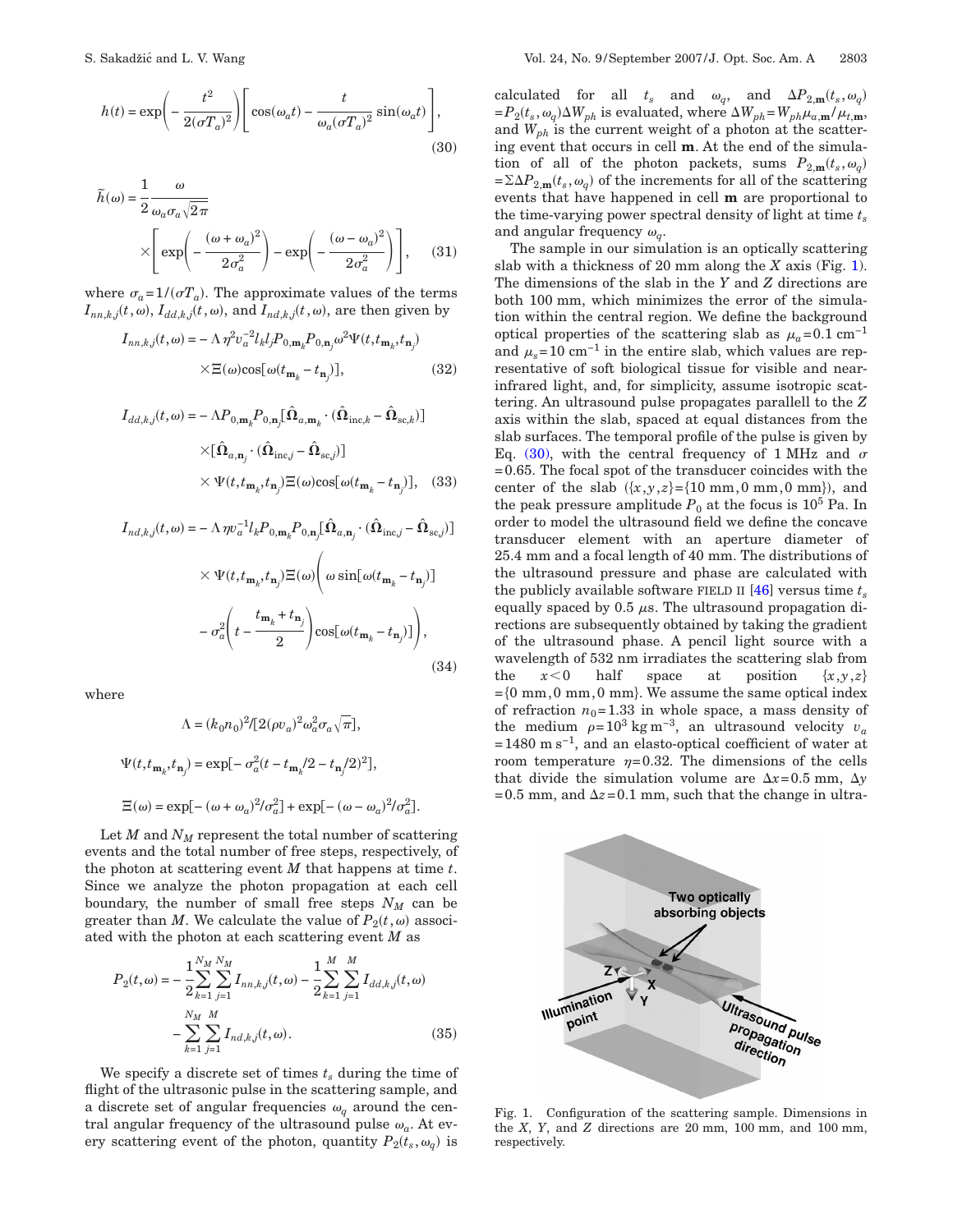$$h(t) = \exp\left(-\frac{t^2}{2(\sigma T_a)^2}\right)\left[\cos(\omega_a t) - \frac{t}{\omega_a(\sigma T_a)^2}\sin(\omega_a t)\right], \tag{30}$$

$$\tilde{h}(\omega) = \frac{1}{2}\frac{\omega}{\omega_a \sigma_a \sqrt{2\pi}} \times \left[\exp\left(-\frac{(\omega+\omega_a)^2}{2\sigma_a^2}\right) - \exp\left(-\frac{(\omega-\omega_a)^2}{2\sigma_a^2}\right)\right], \tag{31}$$

where $\sigma_a = 1/(\sigma T_a)$. The approximate values of the terms $I_{nn,k,j}(t,\omega)$, $I_{dd,k,j}(t,\omega)$, and $I_{nd,k,j}(t,\omega)$, are then given by

$$I_{nn,k,j}(t,\omega) = -\Lambda \eta^2 v_a^{-2} l_k l_j P_{0,\mathbf{m}_k} P_{0,\mathbf{n}_j} \omega^2 \Psi(t, t_{\mathbf{m}_k}, t_{\mathbf{n}_j}) \times \Xi(\omega)\cos[\omega(t_{\mathbf{m}_k} - t_{\mathbf{n}_j})], \tag{32}$$

$$I_{dd,k,j}(t,\omega) = -\Lambda P_{0,\mathbf{m}_k} P_{0,\mathbf{n}_j} [\hat{\mathbf{\Omega}}_{a,\mathbf{m}_k} \cdot (\hat{\mathbf{\Omega}}_{\mathrm{inc},k} - \hat{\mathbf{\Omega}}_{\mathrm{sc},k})] \times [\hat{\mathbf{\Omega}}_{a,\mathbf{n}_j} \cdot (\hat{\mathbf{\Omega}}_{\mathrm{inc},j} - \hat{\mathbf{\Omega}}_{\mathrm{sc},j})] \times \Psi(t, t_{\mathbf{m}_k}, t_{\mathbf{n}_j}) \Xi(\omega)\cos[\omega(t_{\mathbf{m}_k} - t_{\mathbf{n}_j})], \tag{33}$$

$$I_{nd,k,j}(t,\omega) = -\Lambda \eta v_a^{-1} l_k P_{0,\mathbf{m}_k} P_{0,\mathbf{n}_j} [\hat{\mathbf{\Omega}}_{a,\mathbf{n}_j} \cdot (\hat{\mathbf{\Omega}}_{\mathrm{inc},j} - \hat{\mathbf{\Omega}}_{\mathrm{sc},j})] \times \Psi(t, t_{\mathbf{m}_k}, t_{\mathbf{n}_j}) \Xi(\omega) \left(\omega \sin[\omega(t_{\mathbf{m}_k} - t_{\mathbf{n}_j})] - \sigma_a^2\left(t - \frac{t_{\mathbf{m}_k} + t_{\mathbf{n}_j}}{2}\right)\cos[\omega(t_{\mathbf{m}_k} - t_{\mathbf{n}_j})]\right), \tag{34}$$

where

$$\Lambda = (k_0 n_0)^2 / [2(\rho v_a)^2 \omega_a^2 \sigma_a \sqrt{\pi}],$$

$$\Psi(t, t_{\mathbf{m}_k}, t_{\mathbf{n}_j}) = \exp[-\sigma_a^2 (t - t_{\mathbf{m}_k}/2 - t_{\mathbf{n}_j}/2)^2],$$

$$\Xi(\omega) = \exp[-(\omega+\omega_a)^2/\sigma_a^2] + \exp[-(\omega-\omega_a)^2/\sigma_a^2].$$

Let $M$ and $N_M$ represent the total number of scattering events and the total number of free steps, respectively, of the photon at scattering event $M$ that happens at time $t$. Since we analyze the photon propagation at each cell boundary, the number of small free steps $N_M$ can be greater than $M$. We calculate the value of $P_2(t,\omega)$ associated with the photon at each scattering event $M$ as

$$P_2(t,\omega) = -\frac{1}{2}\sum_{k=1}^{N_M}\sum_{j=1}^{N_M} I_{nn,k,j}(t,\omega) - \frac{1}{2}\sum_{k=1}^{M}\sum_{j=1}^{M} I_{dd,k,j}(t,\omega) - \sum_{k=1}^{N_M}\sum_{j=1}^{M} I_{nd,k,j}(t,\omega). \tag{35}$$

We specify a discrete set of times $t_s$ during the time of flight of the ultrasonic pulse in the scattering sample, and a discrete set of angular frequencies $\omega_q$ around the central angular frequency of the ultrasound pulse $\omega_a$. At every scattering event of the photon, quantity $P_2(t_s,\omega_q)$ is calculated for all $t_s$ and $\omega_q$, and $\Delta P_{2,\mathbf{m}}(t_s,\omega_q) = P_2(t_s,\omega_q)\Delta W_{ph}$ is evaluated, where $\Delta W_{ph} = W_{ph}\mu_{a,\mathbf{m}}/\mu_{t,\mathbf{m}}$, and $W_{ph}$ is the current weight of a photon at the scattering event that occurs in cell $\mathbf{m}$. At the end of the simulation of all of the photon packets, sums $P_{2,\mathbf{m}}(t_s,\omega_q) = \Sigma \Delta P_{2,\mathbf{m}}(t_s,\omega_q)$ of the increments for all of the scattering events that have happened in cell $\mathbf{m}$ are proportional to the time-varying power spectral density of light at time $t_s$ and angular frequency $\omega_q$.

The sample in our simulation is an optically scattering slab with a thickness of 20 mm along the $X$ axis (Fig. 1). The dimensions of the slab in the $Y$ and $Z$ directions are both 100 mm, which minimizes the error of the simulation within the central region. We define the background optical properties of the scattering slab as $\mu_a = 0.1\ \mathrm{cm}^{-1}$ and $\mu_s = 10\ \mathrm{cm}^{-1}$ in the entire slab, which values are representative of soft biological tissue for visible and near-infrared light, and, for simplicity, assume isotropic scattering. An ultrasound pulse propagates parallell to the $Z$ axis within the slab, spaced at equal distances from the slab surfaces. The temporal profile of the pulse is given by Eq. (30), with the central frequency of 1 MHz and $\sigma = 0.65$. The focal spot of the transducer coincides with the center of the slab ($\{x,y,z\} = \{10\ \mathrm{mm}, 0\ \mathrm{mm}, 0\ \mathrm{mm}\}$), and the peak pressure amplitude $P_0$ at the focus is $10^5$ Pa. In order to model the ultrasound field we define the concave transducer element with an aperture diameter of 25.4 mm and a focal length of 40 mm. The distributions of the ultrasound pressure and phase are calculated with the publicly available software FIELD II [46] versus time $t_s$ equally spaced by 0.5 $\mu$s. The ultrasound propagation directions are subsequently obtained by taking the gradient of the ultrasound phase. A pencil light source with a wavelength of 532 nm irradiates the scattering slab from the $x<0$ half space at position $\{x,y,z\} = \{0\ \mathrm{mm}, 0\ \mathrm{mm}, 0\ \mathrm{mm}\}$. We assume the same optical index of refraction $n_0 = 1.33$ in whole space, a mass density of the medium $\rho = 10^3\ \mathrm{kg\,m}^{-3}$, an ultrasound velocity $v_a = 1480\ \mathrm{m\,s}^{-1}$, and an elasto-optical coefficient of water at room temperature $\eta = 0.32$. The dimensions of the cells that divide the simulation volume are $\Delta x = 0.5$ mm, $\Delta y = 0.5$ mm, and $\Delta z = 0.1$ mm, such that the change in ultra-

Fig. 1. Configuration of the scattering sample. Dimensions in the $X$, $Y$, and $Z$ directions are 20 mm, 100 mm, and 100 mm, respectively.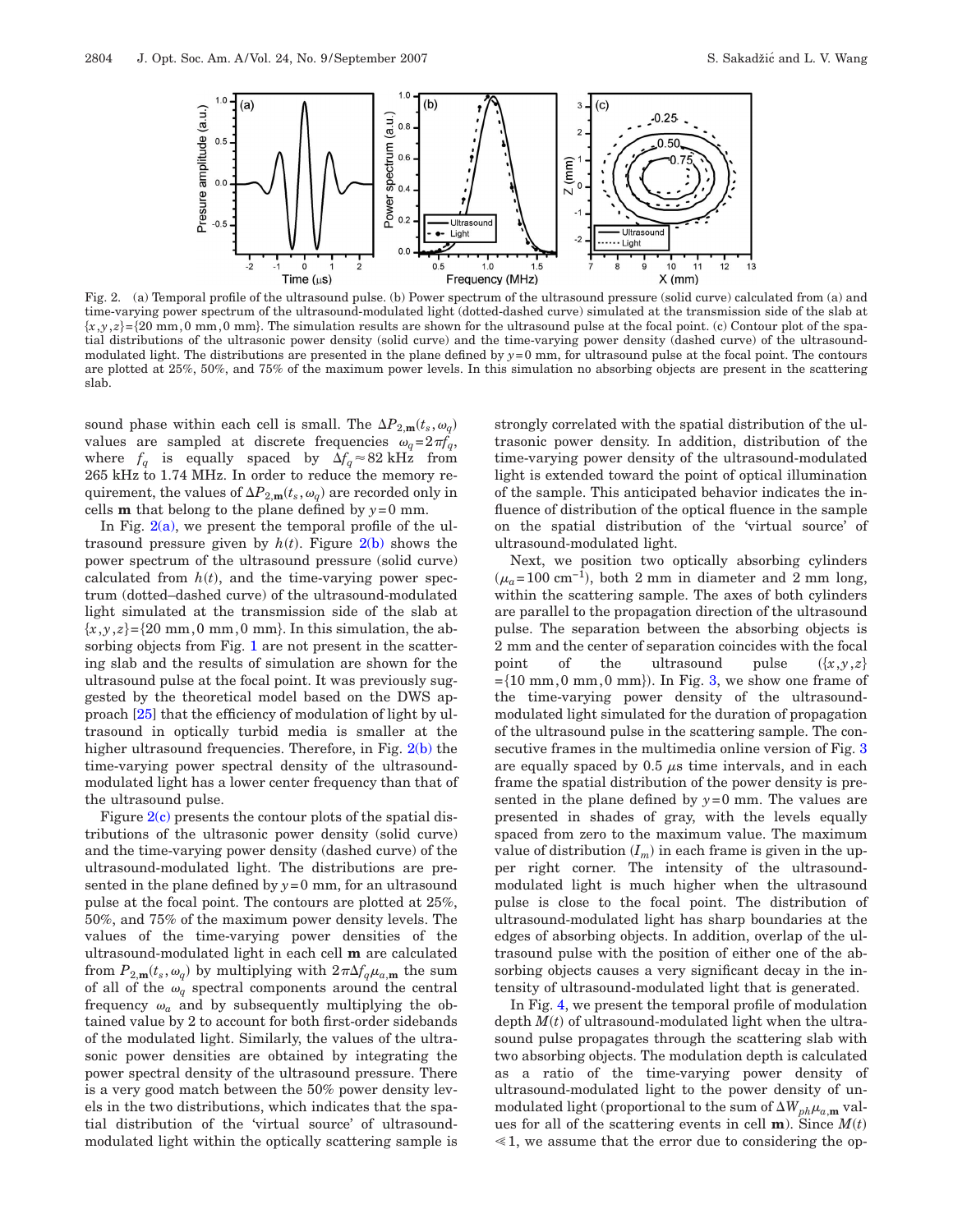Fig. 2. (a) Temporal profile of the ultrasound pulse. (b) Power spectrum of the ultrasound pressure (solid curve) calculated from (a) and time-varying power spectrum of the ultrasound-modulated light (dotted-dashed curve) simulated at the transmission side of the slab at $\{x,y,z\}=\{20\text{ mm},0\text{ mm},0\text{ mm}\}$. The simulation results are shown for the ultrasound pulse at the focal point. (c) Contour plot of the spatial distributions of the ultrasonic power density (solid curve) and the time-varying power density (dashed curve) of the ultrasound-modulated light. The distributions are presented in the plane defined by $y=0$ mm, for ultrasound pulse at the focal point. The contours are plotted at 25%, 50%, and 75% of the maximum power levels. In this simulation no absorbing objects are present in the scattering slab.

sound phase within each cell is small. The $\Delta P_{2,\mathbf{m}}(t_s,\omega_q)$ values are sampled at discrete frequencies $\omega_q=2\pi f_q$, where $f_q$ is equally spaced by $\Delta f_q \approx 82$ kHz from 265 kHz to 1.74 MHz. In order to reduce the memory requirement, the values of $\Delta P_{2,\mathbf{m}}(t_s,\omega_q)$ are recorded only in cells $\mathbf{m}$ that belong to the plane defined by $y=0$ mm.

In Fig. 2(a), we present the temporal profile of the ultrasound pressure given by $h(t)$. Figure 2(b) shows the power spectrum of the ultrasound pressure (solid curve) calculated from $h(t)$, and the time-varying power spectrum (dotted–dashed curve) of the ultrasound-modulated light simulated at the transmission side of the slab at $\{x,y,z\}=\{20\text{ mm},0\text{ mm},0\text{ mm}\}$. In this simulation, the absorbing objects from Fig. 1 are not present in the scattering slab and the results of simulation are shown for the ultrasound pulse at the focal point. It was previously suggested by the theoretical model based on the DWS approach [25] that the efficiency of modulation of light by ultrasound in optically turbid media is smaller at the higher ultrasound frequencies. Therefore, in Fig. 2(b) the time-varying power spectral density of the ultrasound-modulated light has a lower center frequency than that of the ultrasound pulse.

Figure 2(c) presents the contour plots of the spatial distributions of the ultrasonic power density (solid curve) and the time-varying power density (dashed curve) of the ultrasound-modulated light. The distributions are presented in the plane defined by $y=0$ mm, for an ultrasound pulse at the focal point. The contours are plotted at 25%, 50%, and 75% of the maximum power density levels. The values of the time-varying power densities of the ultrasound-modulated light in each cell $\mathbf{m}$ are calculated from $P_{2,\mathbf{m}}(t_s,\omega_q)$ by multiplying with $2\pi\Delta f_q \mu_{a,\mathbf{m}}$ the sum of all of the $\omega_q$ spectral components around the central frequency $\omega_a$ and by subsequently multiplying the obtained value by 2 to account for both first-order sidebands of the modulated light. Similarly, the values of the ultrasonic power densities are obtained by integrating the power spectral density of the ultrasound pressure. There is a very good match between the 50% power density levels in the two distributions, which indicates that the spatial distribution of the 'virtual source' of ultrasound-modulated light within the optically scattering sample is strongly correlated with the spatial distribution of the ultrasonic power density. In addition, distribution of the time-varying power density of the ultrasound-modulated light is extended toward the point of optical illumination of the sample. This anticipated behavior indicates the influence of distribution of the optical fluence in the sample on the spatial distribution of the 'virtual source' of ultrasound-modulated light.

Next, we position two optically absorbing cylinders ($\mu_a=100\text{ cm}^{-1}$), both 2 mm in diameter and 2 mm long, within the scattering sample. The axes of both cylinders are parallel to the propagation direction of the ultrasound pulse. The separation between the absorbing objects is 2 mm and the center of separation coincides with the focal point of the ultrasound pulse ($\{x,y,z\}=\{10\text{ mm},0\text{ mm},0\text{ mm}\}$). In Fig. 3, we show one frame of the time-varying power density of the ultrasound-modulated light simulated for the duration of propagation of the ultrasound pulse in the scattering sample. The consecutive frames in the multimedia online version of Fig. 3 are equally spaced by 0.5 $\mu$s time intervals, and in each frame the spatial distribution of the power density is presented in the plane defined by $y=0$ mm. The values are presented in shades of gray, with the levels equally spaced from zero to the maximum value. The maximum value of distribution ($I_m$) in each frame is given in the upper right corner. The intensity of the ultrasound-modulated light is much higher when the ultrasound pulse is close to the focal point. The distribution of ultrasound-modulated light has sharp boundaries at the edges of absorbing objects. In addition, overlap of the ultrasound pulse with the position of either one of the absorbing objects causes a very significant decay in the intensity of ultrasound-modulated light that is generated.

In Fig. 4, we present the temporal profile of modulation depth $M(t)$ of ultrasound-modulated light when the ultrasound pulse propagates through the scattering slab with two absorbing objects. The modulation depth is calculated as a ratio of the time-varying power density of ultrasound-modulated light to the power density of unmodulated light (proportional to the sum of $\Delta W_{ph}\mu_{a,\mathbf{m}}$ values for all of the scattering events in cell $\mathbf{m}$). Since $M(t) \ll 1$, we assume that the error due to considering the op-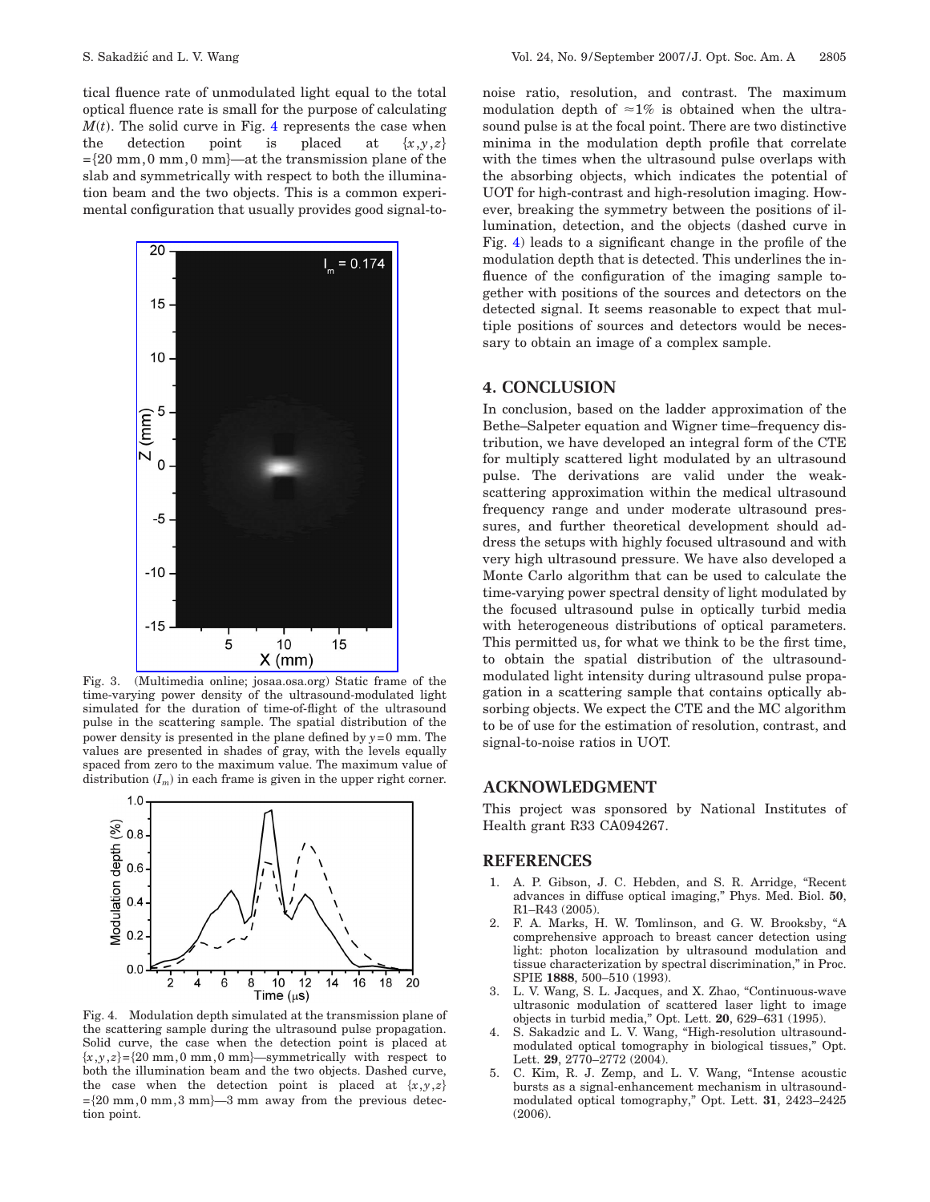tical fluence rate of unmodulated light equal to the total optical fluence rate is small for the purpose of calculating $M(t)$. The solid curve in Fig. 4 represents the case when the detection point is placed at $\{x,y,z\}=\{20\text{ mm},0\text{ mm},0\text{ mm}\}$—at the transmission plane of the slab and symmetrically with respect to both the illumination beam and the two objects. This is a common experimental configuration that usually provides good signal-to-noise ratio, resolution, and contrast. The maximum modulation depth of $\approx 1\%$ is obtained when the ultrasound pulse is at the focal point. There are two distinctive minima in the modulation depth profile that correlate with the times when the ultrasound pulse overlaps with the absorbing objects, which indicates the potential of UOT for high-contrast and high-resolution imaging. However, breaking the symmetry between the positions of illumination, detection, and the objects (dashed curve in Fig. 4) leads to a significant change in the profile of the modulation depth that is detected. This underlines the influence of the configuration of the imaging sample together with positions of the sources and detectors on the detected signal. It seems reasonable to expect that multiple positions of sources and detectors would be necessary to obtain an image of a complex sample.

Fig. 3. (Multimedia online; josaa.osa.org) Static frame of the time-varying power density of the ultrasound-modulated light simulated for the duration of time-of-flight of the ultrasound pulse in the scattering sample. The spatial distribution of the power density is presented in the plane defined by $y=0$ mm. The values are presented in shades of gray, with the levels equally spaced from zero to the maximum value. The maximum value of distribution ($I_m$) in each frame is given in the upper right corner.

Fig. 4. Modulation depth simulated at the transmission plane of the scattering sample during the ultrasound pulse propagation. Solid curve, the case when the detection point is placed at $\{x,y,z\}=\{20\text{ mm},0\text{ mm},0\text{ mm}\}$—symmetrically with respect to both the illumination beam and the two objects. Dashed curve, the case when the detection point is placed at $\{x,y,z\}=\{20\text{ mm},0\text{ mm},3\text{ mm}\}$—3 mm away from the previous detection point.

## 4. CONCLUSION

In conclusion, based on the ladder approximation of the Bethe–Salpeter equation and Wigner time–frequency distribution, we have developed an integral form of the CTE for multiply scattered light modulated by an ultrasound pulse. The derivations are valid under the weak-scattering approximation within the medical ultrasound frequency range and under moderate ultrasound pressures, and further theoretical development should address the setups with highly focused ultrasound and with very high ultrasound pressure. We have also developed a Monte Carlo algorithm that can be used to calculate the time-varying power spectral density of light modulated by the focused ultrasound pulse in optically turbid media with heterogeneous distributions of optical parameters. This permitted us, for what we think to be the first time, to obtain the spatial distribution of the ultrasound-modulated light intensity during ultrasound pulse propagation in a scattering sample that contains optically absorbing objects. We expect the CTE and the MC algorithm to be of use for the estimation of resolution, contrast, and signal-to-noise ratios in UOT.

## ACKNOWLEDGMENT

This project was sponsored by National Institutes of Health grant R33 CA094267.

## REFERENCES

1. A. P. Gibson, J. C. Hebden, and S. R. Arridge, "Recent advances in diffuse optical imaging," Phys. Med. Biol. **50**, R1–R43 (2005).
2. F. A. Marks, H. W. Tomlinson, and G. W. Brooksby, "A comprehensive approach to breast cancer detection using light: photon localization by ultrasound modulation and tissue characterization by spectral discrimination," in Proc. SPIE **1888**, 500–510 (1993).
3. L. V. Wang, S. L. Jacques, and X. Zhao, "Continuous-wave ultrasonic modulation of scattered laser light to image objects in turbid media," Opt. Lett. **20**, 629–631 (1995).
4. S. Sakadzic and L. V. Wang, "High-resolution ultrasound-modulated optical tomography in biological tissues," Opt. Lett. **29**, 2770–2772 (2004).
5. C. Kim, R. J. Zemp, and L. V. Wang, "Intense acoustic bursts as a signal-enhancement mechanism in ultrasound-modulated optical tomography," Opt. Lett. **31**, 2423–2425 (2006).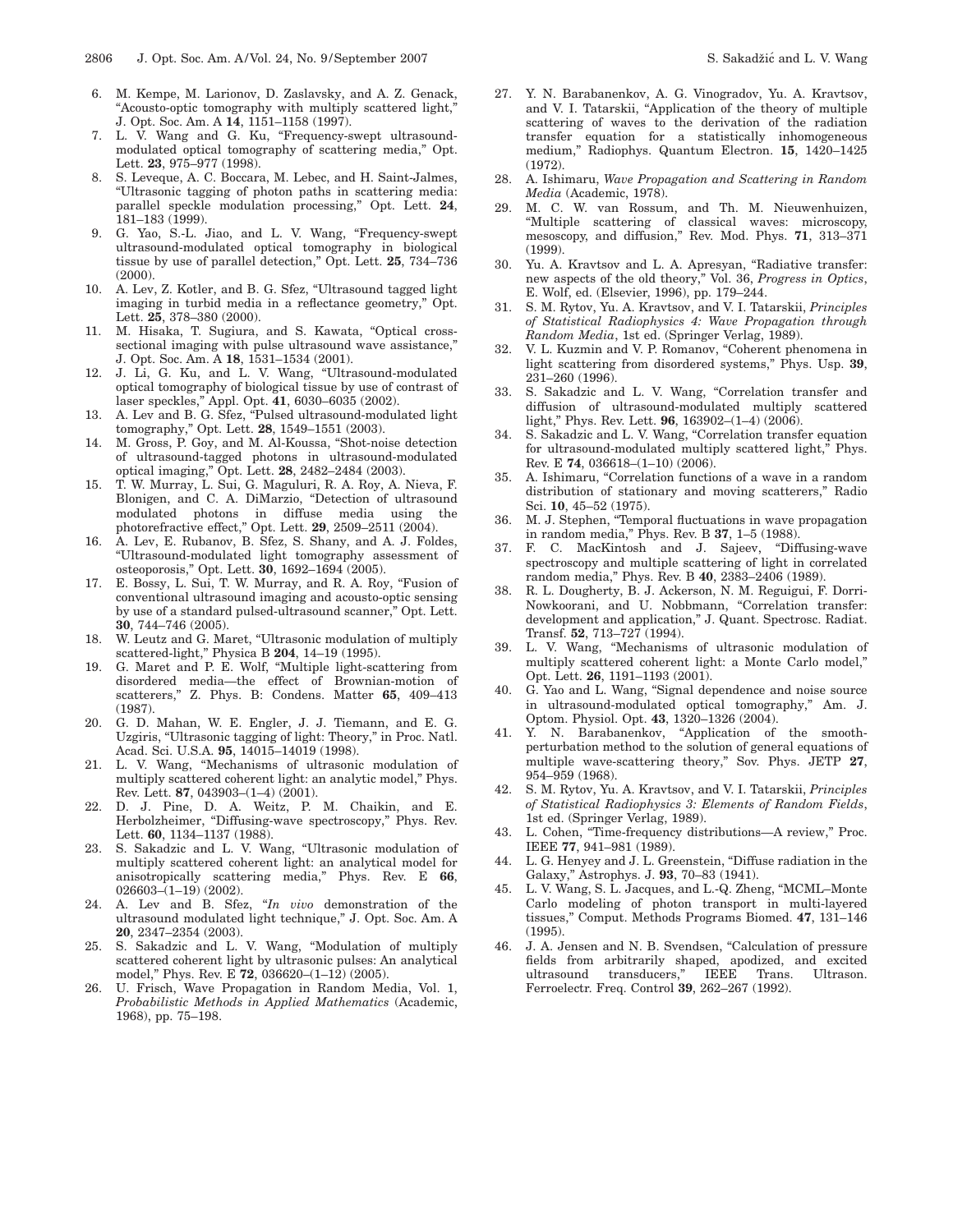6. M. Kempe, M. Larionov, D. Zaslavsky, and A. Z. Genack, "Acousto-optic tomography with multiply scattered light," J. Opt. Soc. Am. A **14**, 1151–1158 (1997).
7. L. V. Wang and G. Ku, "Frequency-swept ultrasound-modulated optical tomography of scattering media," Opt. Lett. **23**, 975–977 (1998).
8. S. Leveque, A. C. Boccara, M. Lebec, and H. Saint-Jalmes, "Ultrasonic tagging of photon paths in scattering media: parallel speckle modulation processing," Opt. Lett. **24**, 181–183 (1999).
9. G. Yao, S.-L. Jiao, and L. V. Wang, "Frequency-swept ultrasound-modulated optical tomography in biological tissue by use of parallel detection," Opt. Lett. **25**, 734–736 (2000).
10. A. Lev, Z. Kotler, and B. G. Sfez, "Ultrasound tagged light imaging in turbid media in a reflectance geometry," Opt. Lett. **25**, 378–380 (2000).
11. M. Hisaka, T. Sugiura, and S. Kawata, "Optical cross-sectional imaging with pulse ultrasound wave assistance," J. Opt. Soc. Am. A **18**, 1531–1534 (2001).
12. J. Li, G. Ku, and L. V. Wang, "Ultrasound-modulated optical tomography of biological tissue by use of contrast of laser speckles," Appl. Opt. **41**, 6030–6035 (2002).
13. A. Lev and B. G. Sfez, "Pulsed ultrasound-modulated light tomography," Opt. Lett. **28**, 1549–1551 (2003).
14. M. Gross, P. Goy, and M. Al-Koussa, "Shot-noise detection of ultrasound-tagged photons in ultrasound-modulated optical imaging," Opt. Lett. **28**, 2482–2484 (2003).
15. T. W. Murray, L. Sui, G. Maguluri, R. A. Roy, A. Nieva, F. Blonigen, and C. A. DiMarzio, "Detection of ultrasound modulated photons in diffuse media using the photorefractive effect," Opt. Lett. **29**, 2509–2511 (2004).
16. A. Lev, E. Rubanov, B. Sfez, S. Shany, and A. J. Foldes, "Ultrasound-modulated light tomography assessment of osteoporosis," Opt. Lett. **30**, 1692–1694 (2005).
17. E. Bossy, L. Sui, T. W. Murray, and R. A. Roy, "Fusion of conventional ultrasound imaging and acousto-optic sensing by use of a standard pulsed-ultrasound scanner," Opt. Lett. **30**, 744–746 (2005).
18. W. Leutz and G. Maret, "Ultrasonic modulation of multiply scattered-light," Physica B **204**, 14–19 (1995).
19. G. Maret and P. E. Wolf, "Multiple light-scattering from disordered media—the effect of Brownian-motion of scatterers," Z. Phys. B: Condens. Matter **65**, 409–413 (1987).
20. G. D. Mahan, W. E. Engler, J. J. Tiemann, and E. G. Uzgiris, "Ultrasonic tagging of light: Theory," in Proc. Natl. Acad. Sci. U.S.A. **95**, 14015–14019 (1998).
21. L. V. Wang, "Mechanisms of ultrasonic modulation of multiply scattered coherent light: an analytic model," Phys. Rev. Lett. **87**, 043903–(1–4) (2001).
22. D. J. Pine, D. A. Weitz, P. M. Chaikin, and E. Herbolzheimer, "Diffusing-wave spectroscopy," Phys. Rev. Lett. **60**, 1134–1137 (1988).
23. S. Sakadzic and L. V. Wang, "Ultrasonic modulation of multiply scattered coherent light: an analytical model for anisotropically scattering media," Phys. Rev. E **66**, 026603–(1–19) (2002).
24. A. Lev and B. Sfez, "*In vivo* demonstration of the ultrasound modulated light technique," J. Opt. Soc. Am. A **20**, 2347–2354 (2003).
25. S. Sakadzic and L. V. Wang, "Modulation of multiply scattered coherent light by ultrasonic pulses: An analytical model," Phys. Rev. E **72**, 036620–(1–12) (2005).
26. U. Frisch, Wave Propagation in Random Media, Vol. 1, *Probabilistic Methods in Applied Mathematics* (Academic, 1968), pp. 75–198.
27. Y. N. Barabanenkov, A. G. Vinogradov, Yu. A. Kravtsov, and V. I. Tatarskii, "Application of the theory of multiple scattering of waves to the derivation of the radiation transfer equation for a statistically inhomogeneous medium," Radiophys. Quantum Electron. **15**, 1420–1425 (1972).
28. A. Ishimaru, *Wave Propagation and Scattering in Random Media* (Academic, 1978).
29. M. C. W. van Rossum, and Th. M. Nieuwenhuizen, "Multiple scattering of classical waves: microscopy, mesoscopy, and diffusion," Rev. Mod. Phys. **71**, 313–371 (1999).
30. Yu. A. Kravtsov and L. A. Apresyan, "Radiative transfer: new aspects of the old theory," Vol. 36, *Progress in Optics*, E. Wolf, ed. (Elsevier, 1996), pp. 179–244.
31. S. M. Rytov, Yu. A. Kravtsov, and V. I. Tatarskii, *Principles of Statistical Radiophysics 4: Wave Propagation through Random Media*, 1st ed. (Springer Verlag, 1989).
32. V. L. Kuzmin and V. P. Romanov, "Coherent phenomena in light scattering from disordered systems," Phys. Usp. **39**, 231–260 (1996).
33. S. Sakadzic and L. V. Wang, "Correlation transfer and diffusion of ultrasound-modulated multiply scattered light," Phys. Rev. Lett. **96**, 163902–(1–4) (2006).
34. S. Sakadzic and L. V. Wang, "Correlation transfer equation for ultrasound-modulated multiply scattered light," Phys. Rev. E **74**, 036618–(1–10) (2006).
35. A. Ishimaru, "Correlation functions of a wave in a random distribution of stationary and moving scatterers," Radio Sci. **10**, 45–52 (1975).
36. M. J. Stephen, "Temporal fluctuations in wave propagation in random media," Phys. Rev. B **37**, 1–5 (1988).
37. F. C. MacKintosh and S. Sajeev, "Diffusing-wave spectroscopy and multiple scattering of light in correlated random media," Phys. Rev. B **40**, 2383–2406 (1989).
38. R. L. Dougherty, B. J. Ackerson, N. M. Reguigui, F. Dorri-Nowkoorani, and U. Nobbmann, "Correlation transfer: development and application," J. Quant. Spectrosc. Radiat. Transf. **52**, 713–727 (1994).
39. L. V. Wang, "Mechanisms of ultrasonic modulation of multiply scattered coherent light: a Monte Carlo model," Opt. Lett. **26**, 1191–1193 (2001).
40. G. Yao and L. Wang, "Signal dependence and noise source in ultrasound-modulated optical tomography," Am. J. Optom. Physiol. Opt. **43**, 1320–1326 (2004).
41. Y. N. Barabanenkov, "Application of the smooth-perturbation method to the solution of general equations of multiple wave-scattering theory," Sov. Phys. JETP **27**, 954–959 (1968).
42. S. M. Rytov, Yu. A. Kravtsov, and V. I. Tatarskii, *Principles of Statistical Radiophysics 3: Elements of Random Fields*, 1st ed. (Springer Verlag, 1989).
43. L. Cohen, "Time-frequency distributions—A review," Proc. IEEE **77**, 941–981 (1989).
44. L. G. Henyey and J. L. Greenstein, "Diffuse radiation in the Galaxy," Astrophys. J. **93**, 70–83 (1941).
45. L. V. Wang, S. L. Jacques, and L.-Q. Zheng, "MCML–Monte Carlo modeling of photon transport in multi-layered tissues," Comput. Methods Programs Biomed. **47**, 131–146 (1995).
46. J. A. Jensen and N. B. Svendsen, "Calculation of pressure fields from arbitrarily shaped, apodized, and excited ultrasound transducers," IEEE Trans. Ultrason. Ferroelectr. Freq. Control **39**, 262–267 (1992).